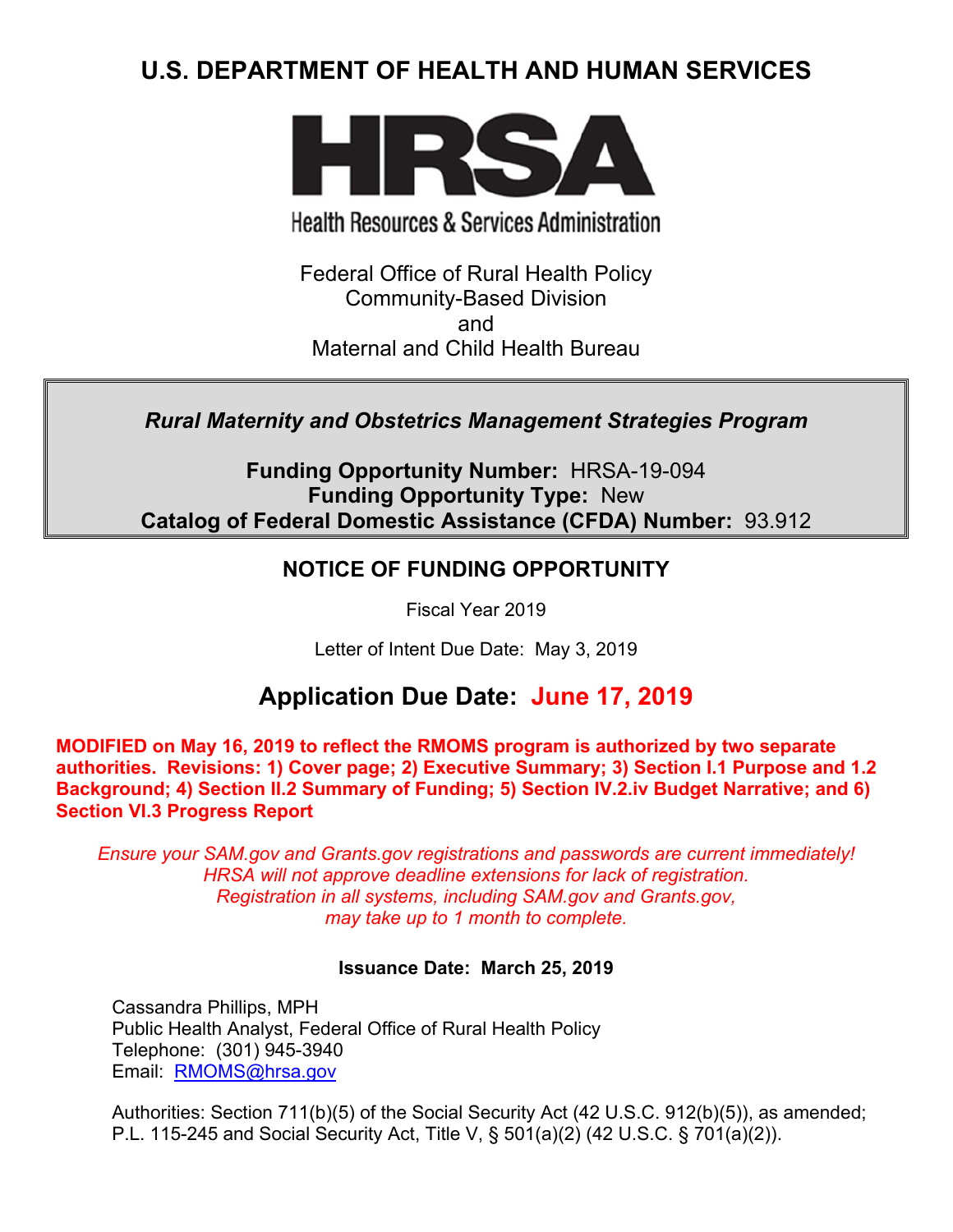# U.S. DEPARTMENT OF HEALTH AND HUMAN SERVICES

**HRSA**

Health Resources & Services Administration

Federal Office of Rural Health Policy
Community-Based Division
and
Maternal and Child Health Bureau

***Rural Maternity and Obstetrics Management Strategies Program***

**Funding Opportunity Number:** HRSA-19-094
**Funding Opportunity Type:** New
**Catalog of Federal Domestic Assistance (CFDA) Number:** 93.912

## NOTICE OF FUNDING OPPORTUNITY

Fiscal Year 2019

Letter of Intent Due Date: May 3, 2019

## Application Due Date: June 17, 2019

**MODIFIED on May 16, 2019 to reflect the RMOMS program is authorized by two separate authorities. Revisions: 1) Cover page; 2) Executive Summary; 3) Section I.1 Purpose and 1.2 Background; 4) Section II.2 Summary of Funding; 5) Section IV.2.iv Budget Narrative; and 6) Section VI.3 Progress Report**

*Ensure your SAM.gov and Grants.gov registrations and passwords are current immediately! HRSA will not approve deadline extensions for lack of registration. Registration in all systems, including SAM.gov and Grants.gov, may take up to 1 month to complete.*

**Issuance Date: March 25, 2019**

Cassandra Phillips, MPH
Public Health Analyst, Federal Office of Rural Health Policy
Telephone: (301) 945-3940
Email: RMOMS@hrsa.gov

Authorities: Section 711(b)(5) of the Social Security Act (42 U.S.C. 912(b)(5)), as amended; P.L. 115-245 and Social Security Act, Title V, § 501(a)(2) (42 U.S.C. § 701(a)(2)).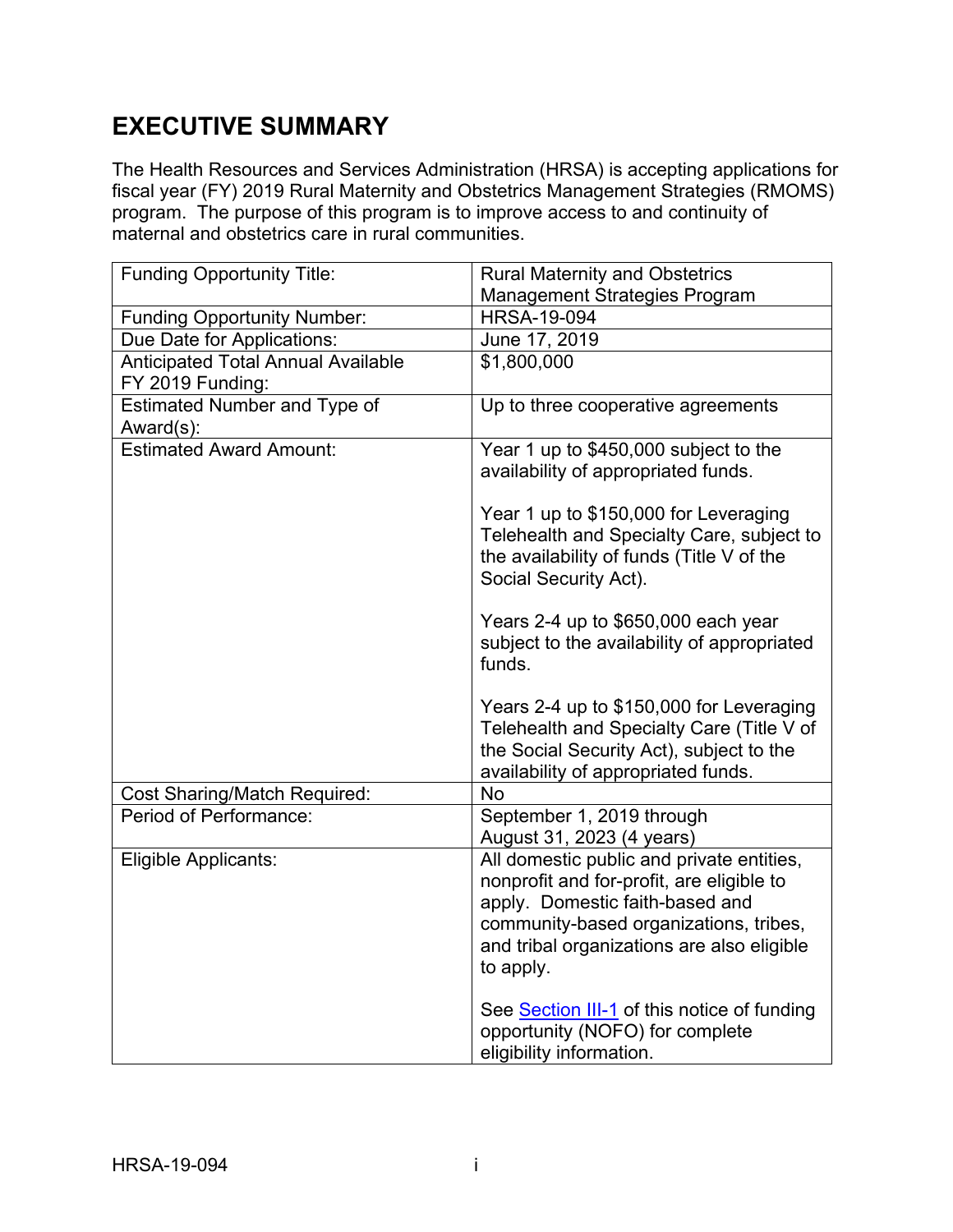# EXECUTIVE SUMMARY

The Health Resources and Services Administration (HRSA) is accepting applications for fiscal year (FY) 2019 Rural Maternity and Obstetrics Management Strategies (RMOMS) program. The purpose of this program is to improve access to and continuity of maternal and obstetrics care in rural communities.

| | |
|---|---|
| Funding Opportunity Title: | Rural Maternity and Obstetrics Management Strategies Program |
| Funding Opportunity Number: | HRSA-19-094 |
| Due Date for Applications: | June 17, 2019 |
| Anticipated Total Annual Available FY 2019 Funding: | $1,800,000 |
| Estimated Number and Type of Award(s): | Up to three cooperative agreements |
| Estimated Award Amount: | Year 1 up to $450,000 subject to the availability of appropriated funds.<br><br>Year 1 up to $150,000 for Leveraging Telehealth and Specialty Care, subject to the availability of funds (Title V of the Social Security Act).<br><br>Years 2-4 up to $650,000 each year subject to the availability of appropriated funds.<br><br>Years 2-4 up to $150,000 for Leveraging Telehealth and Specialty Care (Title V of the Social Security Act), subject to the availability of appropriated funds. |
| Cost Sharing/Match Required: | No |
| Period of Performance: | September 1, 2019 through August 31, 2023 (4 years) |
| Eligible Applicants: | All domestic public and private entities, nonprofit and for-profit, are eligible to apply. Domestic faith-based and community-based organizations, tribes, and tribal organizations are also eligible to apply.<br><br>See Section III-1 of this notice of funding opportunity (NOFO) for complete eligibility information. |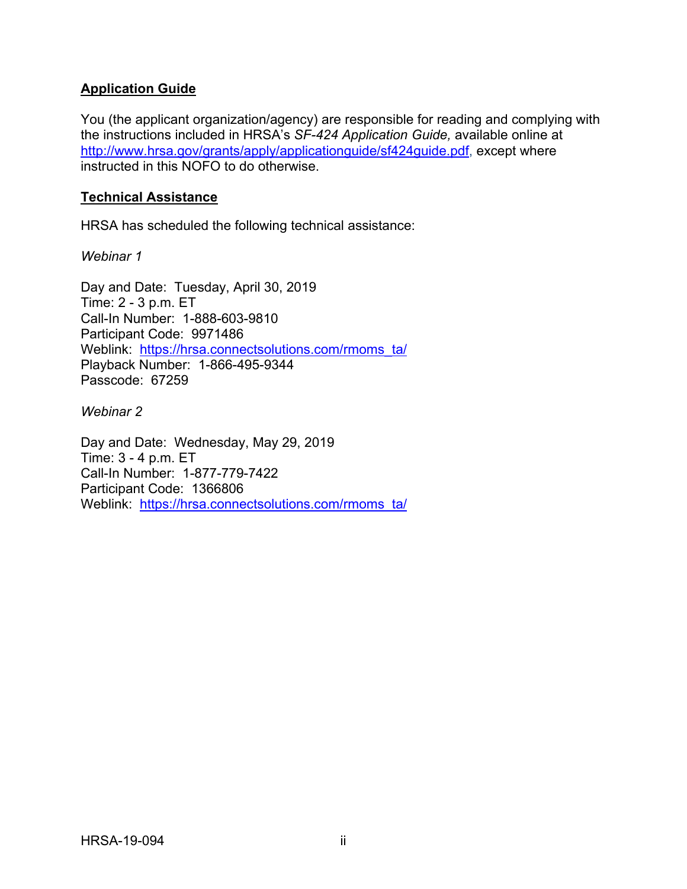## Application Guide

You (the applicant organization/agency) are responsible for reading and complying with the instructions included in HRSA's *SF-424 Application Guide,* available online at http://www.hrsa.gov/grants/apply/applicationguide/sf424guide.pdf, except where instructed in this NOFO to do otherwise.

## Technical Assistance

HRSA has scheduled the following technical assistance:

*Webinar 1*

Day and Date: Tuesday, April 30, 2019
Time: 2 - 3 p.m. ET
Call-In Number: 1-888-603-9810
Participant Code: 9971486
Weblink: https://hrsa.connectsolutions.com/rmoms_ta/
Playback Number: 1-866-495-9344
Passcode: 67259

*Webinar 2*

Day and Date: Wednesday, May 29, 2019
Time: 3 - 4 p.m. ET
Call-In Number: 1-877-779-7422
Participant Code: 1366806
Weblink: https://hrsa.connectsolutions.com/rmoms_ta/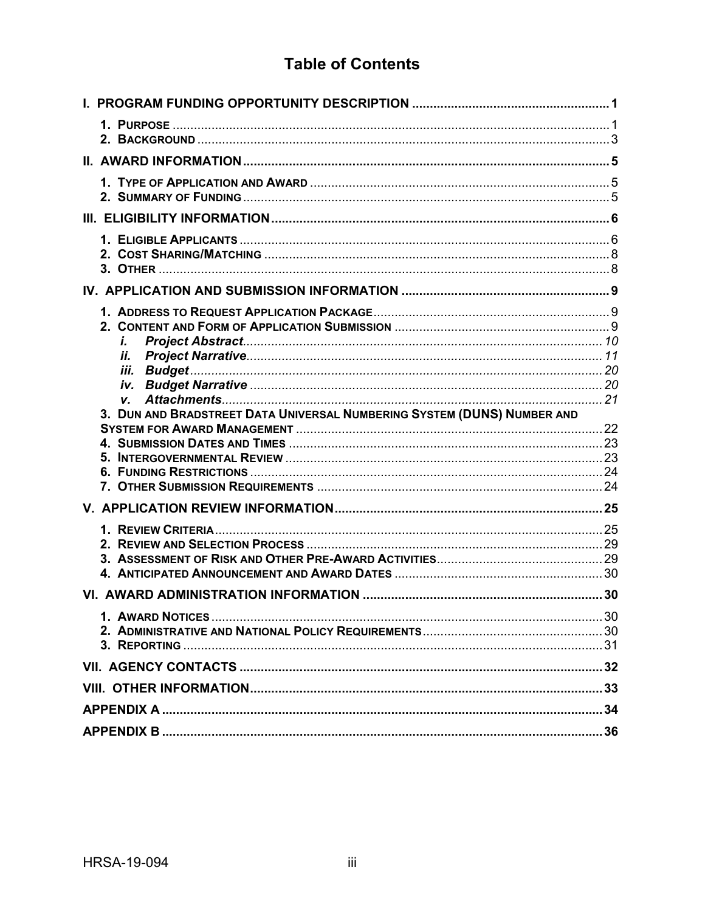# Table of Contents

**I. PROGRAM FUNDING OPPORTUNITY DESCRIPTION ....................................................... 1**

1. PURPOSE ............................................................................................................... 1
2. BACKGROUND ........................................................................................................ 3

**II. AWARD INFORMATION ....................................................................................... 5**

1. TYPE OF APPLICATION AND AWARD ..................................................................... 5
2. SUMMARY OF FUNDING ........................................................................................ 5

**III. ELIGIBILITY INFORMATION ............................................................................... 6**

1. ELIGIBLE APPLICANTS .......................................................................................... 6
2. COST SHARING/MATCHING .................................................................................. 8
3. OTHER .................................................................................................................. 8

**IV. APPLICATION AND SUBMISSION INFORMATION .......................................................... 9**

1. ADDRESS TO REQUEST APPLICATION PACKAGE .................................................... 9
2. CONTENT AND FORM OF APPLICATION SUBMISSION ............................................. 9
   - ***i. Project Abstract*** ............................................................................................ *10*
   - ***ii. Project Narrative*** ......................................................................................... *11*
   - ***iii. Budget*** ...................................................................................................... *20*
   - ***iv. Budget Narrative*** ....................................................................................... *20*
   - ***v. Attachments*** ............................................................................................... *21*
3. DUN AND BRADSTREET DATA UNIVERSAL NUMBERING SYSTEM (DUNS) NUMBER AND SYSTEM FOR AWARD MANAGEMENT ............................................................................... 22
4. SUBMISSION DATES AND TIMES ........................................................................... 23
5. INTERGOVERNMENTAL REVIEW ............................................................................ 23
6. FUNDING RESTRICTIONS ...................................................................................... 24
7. OTHER SUBMISSION REQUIREMENTS ................................................................... 24

**V. APPLICATION REVIEW INFORMATION ........................................................................ 25**

1. REVIEW CRITERIA ................................................................................................. 25
2. REVIEW AND SELECTION PROCESS ...................................................................... 29
3. ASSESSMENT OF RISK AND OTHER PRE-AWARD ACTIVITIES ................................ 29
4. ANTICIPATED ANNOUNCEMENT AND AWARD DATES ............................................. 30

**VI. AWARD ADMINISTRATION INFORMATION ................................................................... 30**

1. AWARD NOTICES .................................................................................................. 30
2. ADMINISTRATIVE AND NATIONAL POLICY REQUIREMENTS .................................... 30
3. REPORTING ........................................................................................................... 31

**VII. AGENCY CONTACTS ................................................................................................ 32**

**VIII. OTHER INFORMATION ............................................................................................ 33**

**APPENDIX A ............................................................................................................... 34**

**APPENDIX B ............................................................................................................... 36**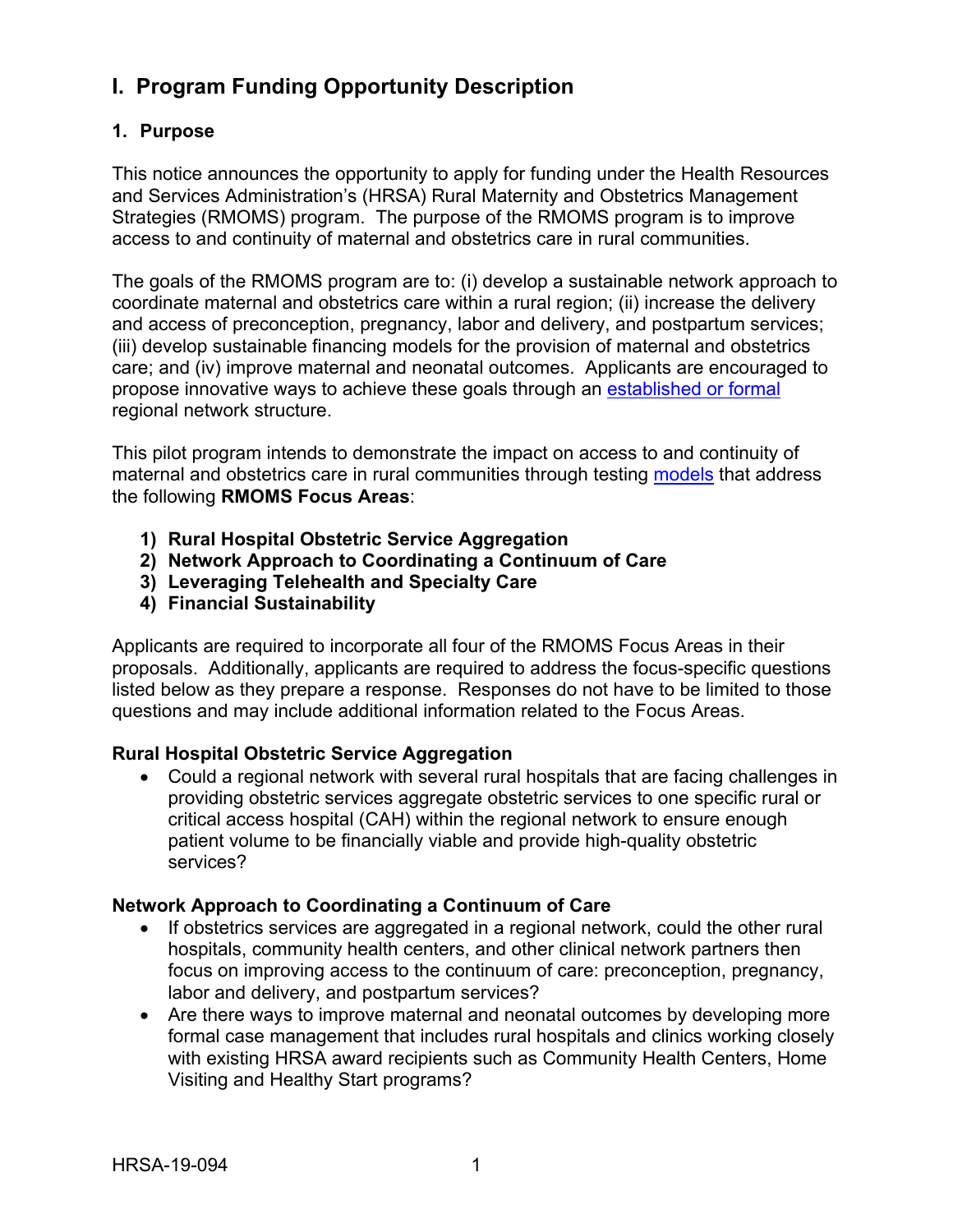# I. Program Funding Opportunity Description

## 1. Purpose

This notice announces the opportunity to apply for funding under the Health Resources and Services Administration's (HRSA) Rural Maternity and Obstetrics Management Strategies (RMOMS) program. The purpose of the RMOMS program is to improve access to and continuity of maternal and obstetrics care in rural communities.

The goals of the RMOMS program are to: (i) develop a sustainable network approach to coordinate maternal and obstetrics care within a rural region; (ii) increase the delivery and access of preconception, pregnancy, labor and delivery, and postpartum services; (iii) develop sustainable financing models for the provision of maternal and obstetrics care; and (iv) improve maternal and neonatal outcomes. Applicants are encouraged to propose innovative ways to achieve these goals through an established or formal regional network structure.

This pilot program intends to demonstrate the impact on access to and continuity of maternal and obstetrics care in rural communities through testing models that address the following **RMOMS Focus Areas**:

1) **Rural Hospital Obstetric Service Aggregation**
2) **Network Approach to Coordinating a Continuum of Care**
3) **Leveraging Telehealth and Specialty Care**
4) **Financial Sustainability**

Applicants are required to incorporate all four of the RMOMS Focus Areas in their proposals. Additionally, applicants are required to address the focus-specific questions listed below as they prepare a response. Responses do not have to be limited to those questions and may include additional information related to the Focus Areas.

**Rural Hospital Obstetric Service Aggregation**

- Could a regional network with several rural hospitals that are facing challenges in providing obstetric services aggregate obstetric services to one specific rural or critical access hospital (CAH) within the regional network to ensure enough patient volume to be financially viable and provide high-quality obstetric services?

**Network Approach to Coordinating a Continuum of Care**

- If obstetrics services are aggregated in a regional network, could the other rural hospitals, community health centers, and other clinical network partners then focus on improving access to the continuum of care: preconception, pregnancy, labor and delivery, and postpartum services?
- Are there ways to improve maternal and neonatal outcomes by developing more formal case management that includes rural hospitals and clinics working closely with existing HRSA award recipients such as Community Health Centers, Home Visiting and Healthy Start programs?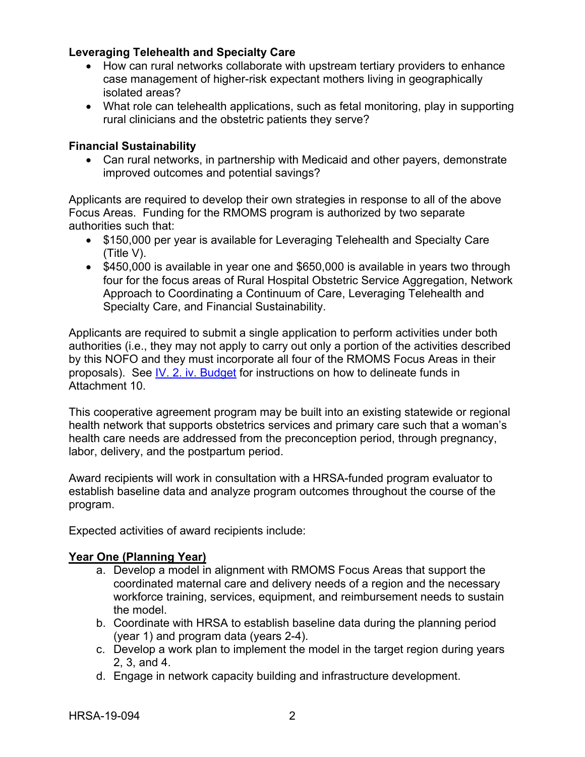**Leveraging Telehealth and Specialty Care**

- How can rural networks collaborate with upstream tertiary providers to enhance case management of higher-risk expectant mothers living in geographically isolated areas?
- What role can telehealth applications, such as fetal monitoring, play in supporting rural clinicians and the obstetric patients they serve?

**Financial Sustainability**

- Can rural networks, in partnership with Medicaid and other payers, demonstrate improved outcomes and potential savings?

Applicants are required to develop their own strategies in response to all of the above Focus Areas. Funding for the RMOMS program is authorized by two separate authorities such that:

- $150,000 per year is available for Leveraging Telehealth and Specialty Care (Title V).
- $450,000 is available in year one and $650,000 is available in years two through four for the focus areas of Rural Hospital Obstetric Service Aggregation, Network Approach to Coordinating a Continuum of Care, Leveraging Telehealth and Specialty Care, and Financial Sustainability.

Applicants are required to submit a single application to perform activities under both authorities (i.e., they may not apply to carry out only a portion of the activities described by this NOFO and they must incorporate all four of the RMOMS Focus Areas in their proposals). See IV. 2. iv. Budget for instructions on how to delineate funds in Attachment 10.

This cooperative agreement program may be built into an existing statewide or regional health network that supports obstetrics services and primary care such that a woman's health care needs are addressed from the preconception period, through pregnancy, labor, delivery, and the postpartum period.

Award recipients will work in consultation with a HRSA-funded program evaluator to establish baseline data and analyze program outcomes throughout the course of the program.

Expected activities of award recipients include:

**Year One (Planning Year)**

a. Develop a model in alignment with RMOMS Focus Areas that support the coordinated maternal care and delivery needs of a region and the necessary workforce training, services, equipment, and reimbursement needs to sustain the model.
b. Coordinate with HRSA to establish baseline data during the planning period (year 1) and program data (years 2-4).
c. Develop a work plan to implement the model in the target region during years 2, 3, and 4.
d. Engage in network capacity building and infrastructure development.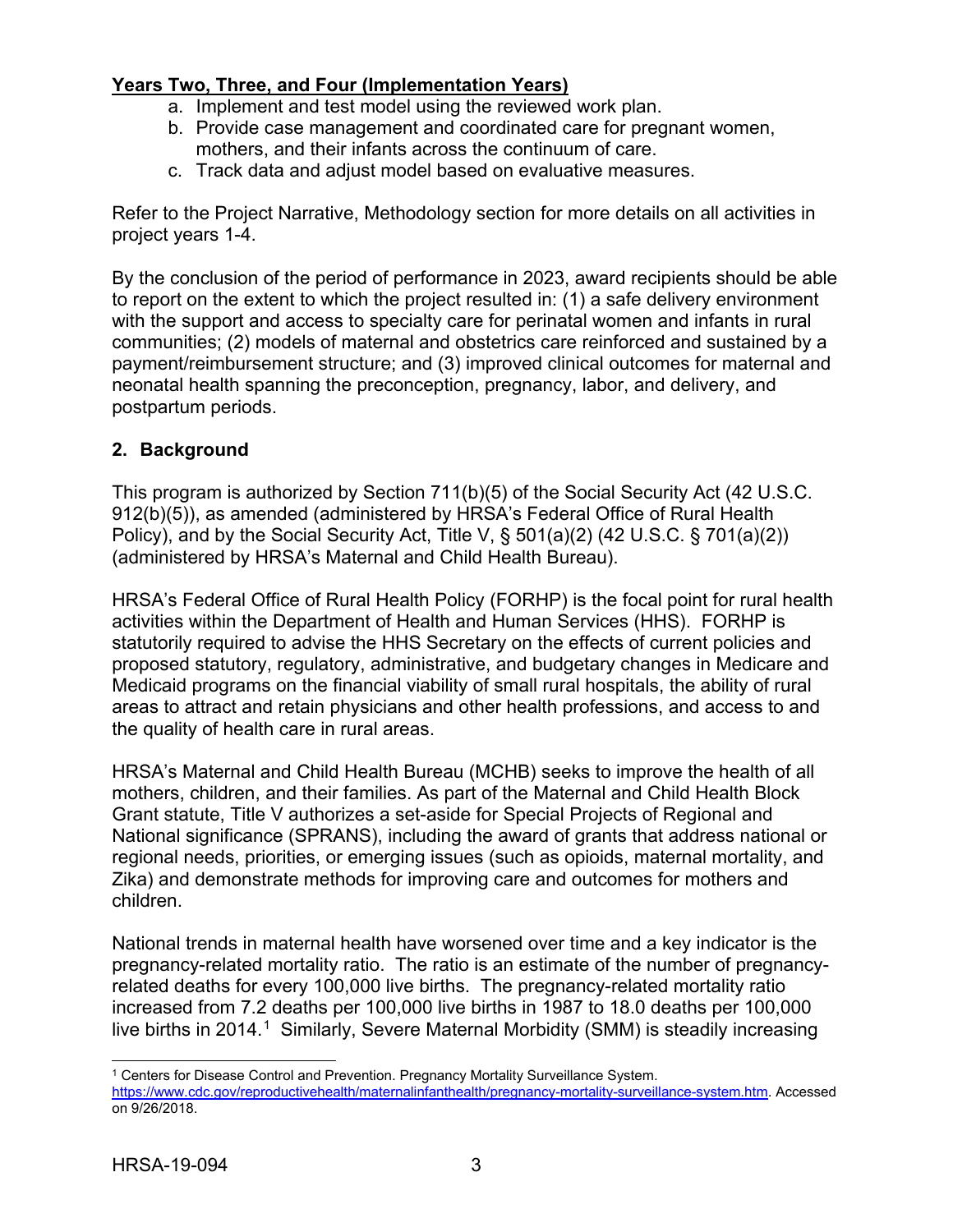**Years Two, Three, and Four (Implementation Years)**

a. Implement and test model using the reviewed work plan.
b. Provide case management and coordinated care for pregnant women, mothers, and their infants across the continuum of care.
c. Track data and adjust model based on evaluative measures.

Refer to the Project Narrative, Methodology section for more details on all activities in project years 1-4.

By the conclusion of the period of performance in 2023, award recipients should be able to report on the extent to which the project resulted in: (1) a safe delivery environment with the support and access to specialty care for perinatal women and infants in rural communities; (2) models of maternal and obstetrics care reinforced and sustained by a payment/reimbursement structure; and (3) improved clinical outcomes for maternal and neonatal health spanning the preconception, pregnancy, labor, and delivery, and postpartum periods.

## 2. Background

This program is authorized by Section 711(b)(5) of the Social Security Act (42 U.S.C. 912(b)(5)), as amended (administered by HRSA's Federal Office of Rural Health Policy), and by the Social Security Act, Title V, § 501(a)(2) (42 U.S.C. § 701(a)(2)) (administered by HRSA's Maternal and Child Health Bureau).

HRSA's Federal Office of Rural Health Policy (FORHP) is the focal point for rural health activities within the Department of Health and Human Services (HHS). FORHP is statutorily required to advise the HHS Secretary on the effects of current policies and proposed statutory, regulatory, administrative, and budgetary changes in Medicare and Medicaid programs on the financial viability of small rural hospitals, the ability of rural areas to attract and retain physicians and other health professions, and access to and the quality of health care in rural areas.

HRSA's Maternal and Child Health Bureau (MCHB) seeks to improve the health of all mothers, children, and their families. As part of the Maternal and Child Health Block Grant statute, Title V authorizes a set-aside for Special Projects of Regional and National significance (SPRANS), including the award of grants that address national or regional needs, priorities, or emerging issues (such as opioids, maternal mortality, and Zika) and demonstrate methods for improving care and outcomes for mothers and children.

National trends in maternal health have worsened over time and a key indicator is the pregnancy-related mortality ratio. The ratio is an estimate of the number of pregnancy-related deaths for every 100,000 live births. The pregnancy-related mortality ratio increased from 7.2 deaths per 100,000 live births in 1987 to 18.0 deaths per 100,000 live births in 2014.[1] Similarly, Severe Maternal Morbidity (SMM) is steadily increasing

---

[1] Centers for Disease Control and Prevention. Pregnancy Mortality Surveillance System. https://www.cdc.gov/reproductivehealth/maternalinfanthealth/pregnancy-mortality-surveillance-system.htm. Accessed on 9/26/2018.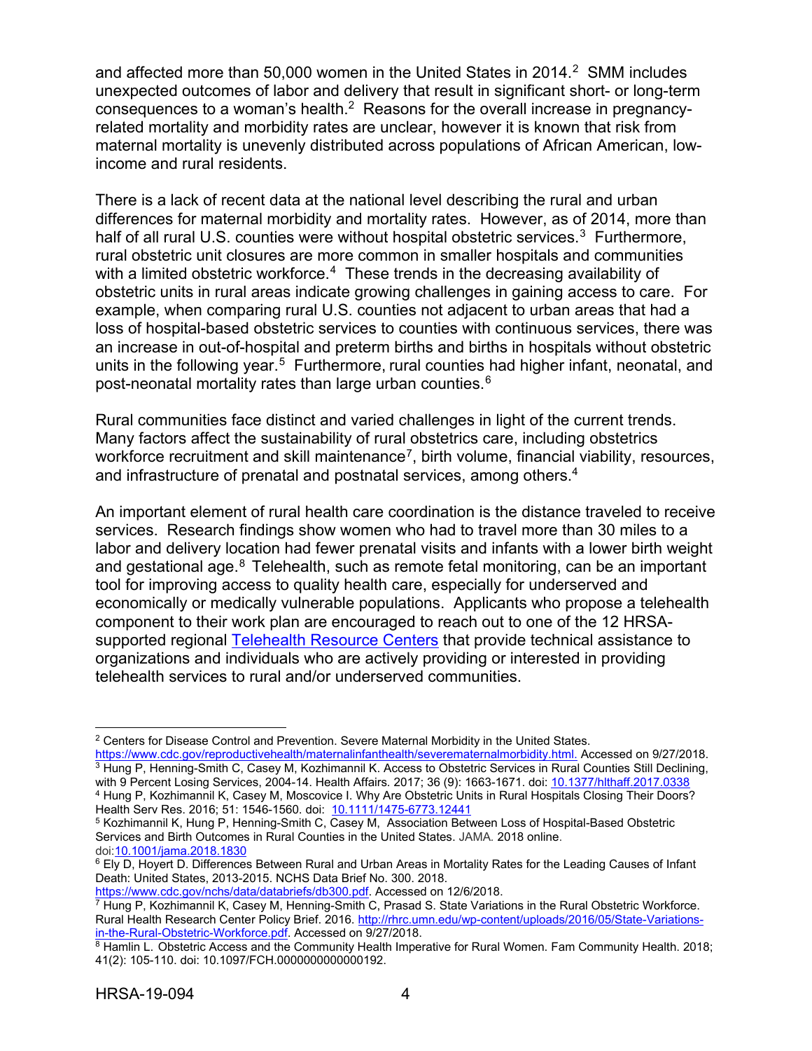and affected more than 50,000 women in the United States in 2014.[2] SMM includes unexpected outcomes of labor and delivery that result in significant short- or long-term consequences to a woman's health.[2] Reasons for the overall increase in pregnancy-related mortality and morbidity rates are unclear, however it is known that risk from maternal mortality is unevenly distributed across populations of African American, low-income and rural residents.

There is a lack of recent data at the national level describing the rural and urban differences for maternal morbidity and mortality rates. However, as of 2014, more than half of all rural U.S. counties were without hospital obstetric services.[3] Furthermore, rural obstetric unit closures are more common in smaller hospitals and communities with a limited obstetric workforce.[4] These trends in the decreasing availability of obstetric units in rural areas indicate growing challenges in gaining access to care. For example, when comparing rural U.S. counties not adjacent to urban areas that had a loss of hospital-based obstetric services to counties with continuous services, there was an increase in out-of-hospital and preterm births and births in hospitals without obstetric units in the following year.[5] Furthermore, rural counties had higher infant, neonatal, and post-neonatal mortality rates than large urban counties.[6]

Rural communities face distinct and varied challenges in light of the current trends. Many factors affect the sustainability of rural obstetrics care, including obstetrics workforce recruitment and skill maintenance[7], birth volume, financial viability, resources, and infrastructure of prenatal and postnatal services, among others.[4]

An important element of rural health care coordination is the distance traveled to receive services. Research findings show women who had to travel more than 30 miles to a labor and delivery location had fewer prenatal visits and infants with a lower birth weight and gestational age.[8] Telehealth, such as remote fetal monitoring, can be an important tool for improving access to quality health care, especially for underserved and economically or medically vulnerable populations. Applicants who propose a telehealth component to their work plan are encouraged to reach out to one of the 12 HRSA-supported regional [Telehealth Resource Centers](#) that provide technical assistance to organizations and individuals who are actively providing or interested in providing telehealth services to rural and/or underserved communities.

---

[2] Centers for Disease Control and Prevention. Severe Maternal Morbidity in the United States. https://www.cdc.gov/reproductivehealth/maternalinfanthealth/severematernalmorbidity.html. Accessed on 9/27/2018.

[3] Hung P, Henning-Smith C, Casey M, Kozhimannil K. Access to Obstetric Services in Rural Counties Still Declining, with 9 Percent Losing Services, 2004-14. Health Affairs. 2017; 36 (9): 1663-1671. doi: 10.1377/hlthaff.2017.0338

[4] Hung P, Kozhimannil K, Casey M, Moscovice I. Why Are Obstetric Units in Rural Hospitals Closing Their Doors? Health Serv Res. 2016; 51: 1546-1560. doi: 10.1111/1475-6773.12441

[5] Kozhimannil K, Hung P, Henning-Smith C, Casey M, Association Between Loss of Hospital-Based Obstetric Services and Birth Outcomes in Rural Counties in the United States. JAMA. 2018 online. doi:10.1001/jama.2018.1830

[6] Ely D, Hoyert D. Differences Between Rural and Urban Areas in Mortality Rates for the Leading Causes of Infant Death: United States, 2013-2015. NCHS Data Brief No. 300. 2018. https://www.cdc.gov/nchs/data/databriefs/db300.pdf. Accessed on 12/6/2018.

[7] Hung P, Kozhimannil K, Casey M, Henning-Smith C, Prasad S. State Variations in the Rural Obstetric Workforce. Rural Health Research Center Policy Brief. 2016. http://rhrc.umn.edu/wp-content/uploads/2016/05/State-Variations-in-the-Rural-Obstetric-Workforce.pdf. Accessed on 9/27/2018.

[8] Hamlin L. Obstetric Access and the Community Health Imperative for Rural Women. Fam Community Health. 2018; 41(2): 105-110. doi: 10.1097/FCH.0000000000000192.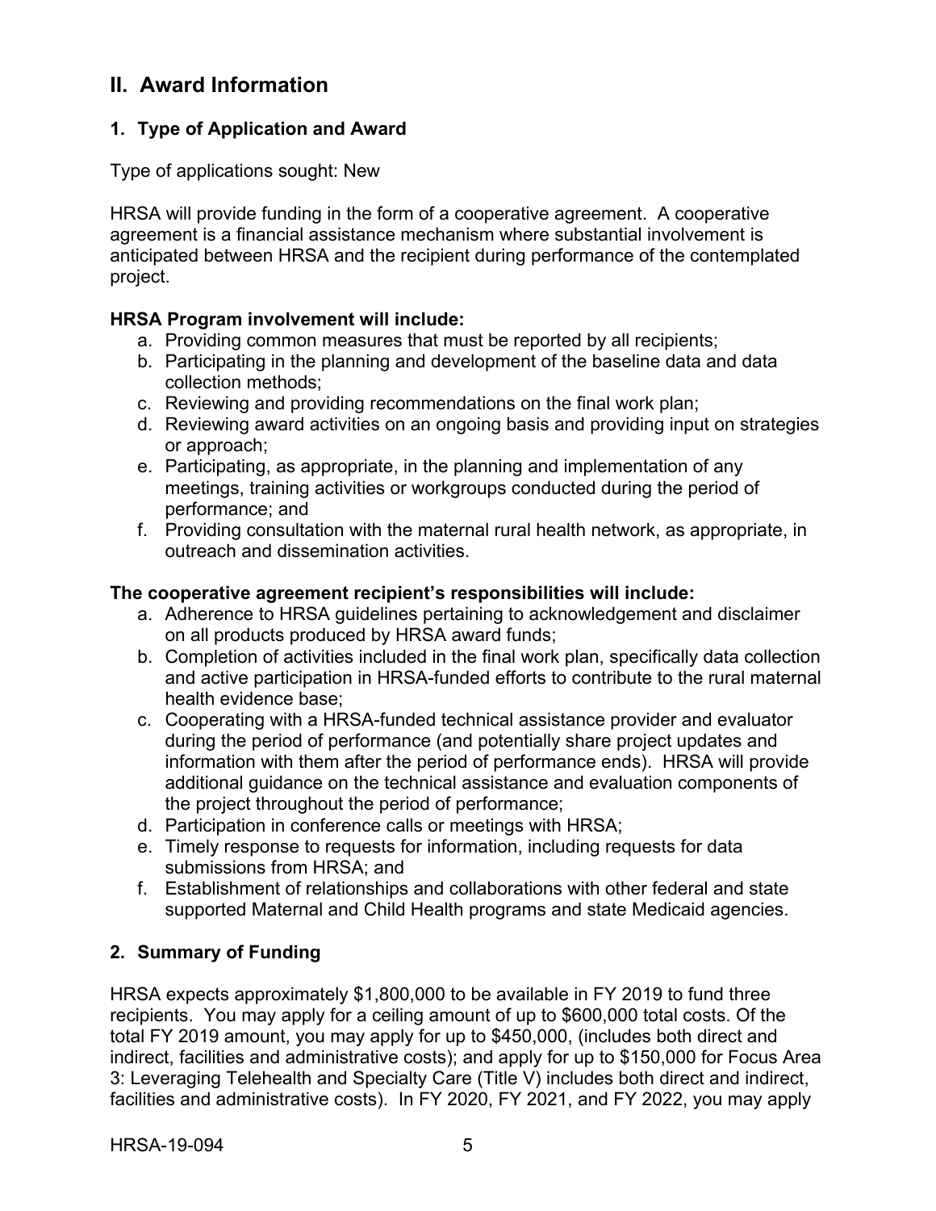## II. Award Information

### 1. Type of Application and Award

Type of applications sought: New

HRSA will provide funding in the form of a cooperative agreement. A cooperative agreement is a financial assistance mechanism where substantial involvement is anticipated between HRSA and the recipient during performance of the contemplated project.

**HRSA Program involvement will include:**

a. Providing common measures that must be reported by all recipients;
b. Participating in the planning and development of the baseline data and data collection methods;
c. Reviewing and providing recommendations on the final work plan;
d. Reviewing award activities on an ongoing basis and providing input on strategies or approach;
e. Participating, as appropriate, in the planning and implementation of any meetings, training activities or workgroups conducted during the period of performance; and
f. Providing consultation with the maternal rural health network, as appropriate, in outreach and dissemination activities.

**The cooperative agreement recipient's responsibilities will include:**

a. Adherence to HRSA guidelines pertaining to acknowledgement and disclaimer on all products produced by HRSA award funds;
b. Completion of activities included in the final work plan, specifically data collection and active participation in HRSA-funded efforts to contribute to the rural maternal health evidence base;
c. Cooperating with a HRSA-funded technical assistance provider and evaluator during the period of performance (and potentially share project updates and information with them after the period of performance ends). HRSA will provide additional guidance on the technical assistance and evaluation components of the project throughout the period of performance;
d. Participation in conference calls or meetings with HRSA;
e. Timely response to requests for information, including requests for data submissions from HRSA; and
f. Establishment of relationships and collaborations with other federal and state supported Maternal and Child Health programs and state Medicaid agencies.

### 2. Summary of Funding

HRSA expects approximately $1,800,000 to be available in FY 2019 to fund three recipients. You may apply for a ceiling amount of up to $600,000 total costs. Of the total FY 2019 amount, you may apply for up to $450,000, (includes both direct and indirect, facilities and administrative costs); and apply for up to $150,000 for Focus Area 3: Leveraging Telehealth and Specialty Care (Title V) includes both direct and indirect, facilities and administrative costs). In FY 2020, FY 2021, and FY 2022, you may apply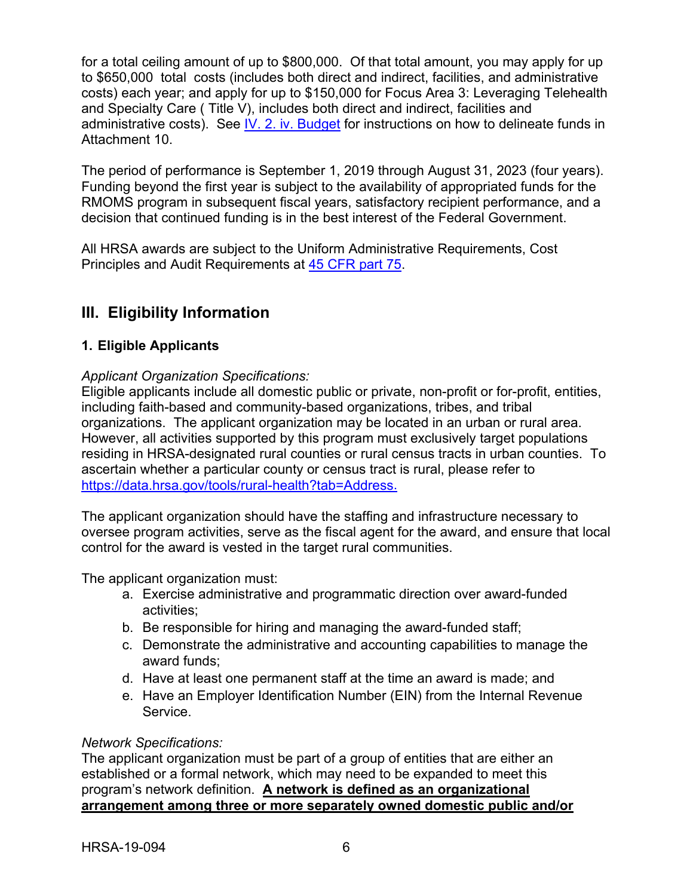for a total ceiling amount of up to $800,000. Of that total amount, you may apply for up to $650,000 total costs (includes both direct and indirect, facilities, and administrative costs) each year; and apply for up to $150,000 for Focus Area 3: Leveraging Telehealth and Specialty Care ( Title V), includes both direct and indirect, facilities and administrative costs). See [IV. 2. iv. Budget](#) for instructions on how to delineate funds in Attachment 10.

The period of performance is September 1, 2019 through August 31, 2023 (four years). Funding beyond the first year is subject to the availability of appropriated funds for the RMOMS program in subsequent fiscal years, satisfactory recipient performance, and a decision that continued funding is in the best interest of the Federal Government.

All HRSA awards are subject to the Uniform Administrative Requirements, Cost Principles and Audit Requirements at [45 CFR part 75](#).

## III. Eligibility Information

### 1. Eligible Applicants

*Applicant Organization Specifications:*
Eligible applicants include all domestic public or private, non-profit or for-profit, entities, including faith-based and community-based organizations, tribes, and tribal organizations. The applicant organization may be located in an urban or rural area. However, all activities supported by this program must exclusively target populations residing in HRSA-designated rural counties or rural census tracts in urban counties. To ascertain whether a particular county or census tract is rural, please refer to [https://data.hrsa.gov/tools/rural-health?tab=Address.](https://data.hrsa.gov/tools/rural-health?tab=Address)

The applicant organization should have the staffing and infrastructure necessary to oversee program activities, serve as the fiscal agent for the award, and ensure that local control for the award is vested in the target rural communities.

The applicant organization must:

a. Exercise administrative and programmatic direction over award-funded activities;
b. Be responsible for hiring and managing the award-funded staff;
c. Demonstrate the administrative and accounting capabilities to manage the award funds;
d. Have at least one permanent staff at the time an award is made; and
e. Have an Employer Identification Number (EIN) from the Internal Revenue Service.

*Network Specifications:*
The applicant organization must be part of a group of entities that are either an established or a formal network, which may need to be expanded to meet this program's network definition. **A network is defined as an organizational arrangement among three or more separately owned domestic public and/or**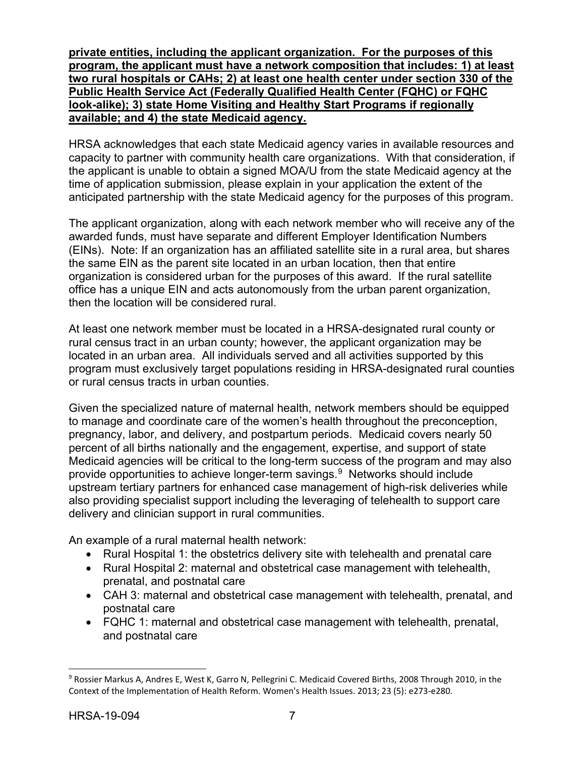**private entities, including the applicant organization. For the purposes of this program, the applicant must have a network composition that includes: 1) at least two rural hospitals or CAHs; 2) at least one health center under section 330 of the Public Health Service Act (Federally Qualified Health Center (FQHC) or FQHC look-alike); 3) state Home Visiting and Healthy Start Programs if regionally available; and 4) the state Medicaid agency.**

HRSA acknowledges that each state Medicaid agency varies in available resources and capacity to partner with community health care organizations. With that consideration, if the applicant is unable to obtain a signed MOA/U from the state Medicaid agency at the time of application submission, please explain in your application the extent of the anticipated partnership with the state Medicaid agency for the purposes of this program.

The applicant organization, along with each network member who will receive any of the awarded funds, must have separate and different Employer Identification Numbers (EINs). Note: If an organization has an affiliated satellite site in a rural area, but shares the same EIN as the parent site located in an urban location, then that entire organization is considered urban for the purposes of this award. If the rural satellite office has a unique EIN and acts autonomously from the urban parent organization, then the location will be considered rural.

At least one network member must be located in a HRSA-designated rural county or rural census tract in an urban county; however, the applicant organization may be located in an urban area. All individuals served and all activities supported by this program must exclusively target populations residing in HRSA-designated rural counties or rural census tracts in urban counties.

Given the specialized nature of maternal health, network members should be equipped to manage and coordinate care of the women's health throughout the preconception, pregnancy, labor, and delivery, and postpartum periods. Medicaid covers nearly 50 percent of all births nationally and the engagement, expertise, and support of state Medicaid agencies will be critical to the long-term success of the program and may also provide opportunities to achieve longer-term savings.[9] Networks should include upstream tertiary partners for enhanced case management of high-risk deliveries while also providing specialist support including the leveraging of telehealth to support care delivery and clinician support in rural communities.

An example of a rural maternal health network:

- Rural Hospital 1: the obstetrics delivery site with telehealth and prenatal care
- Rural Hospital 2: maternal and obstetrical case management with telehealth, prenatal, and postnatal care
- CAH 3: maternal and obstetrical case management with telehealth, prenatal, and postnatal care
- FQHC 1: maternal and obstetrical case management with telehealth, prenatal, and postnatal care

[9] Rossier Markus A, Andres E, West K, Garro N, Pellegrini C. Medicaid Covered Births, 2008 Through 2010, in the Context of the Implementation of Health Reform. Women's Health Issues. 2013; 23 (5): e273-e280.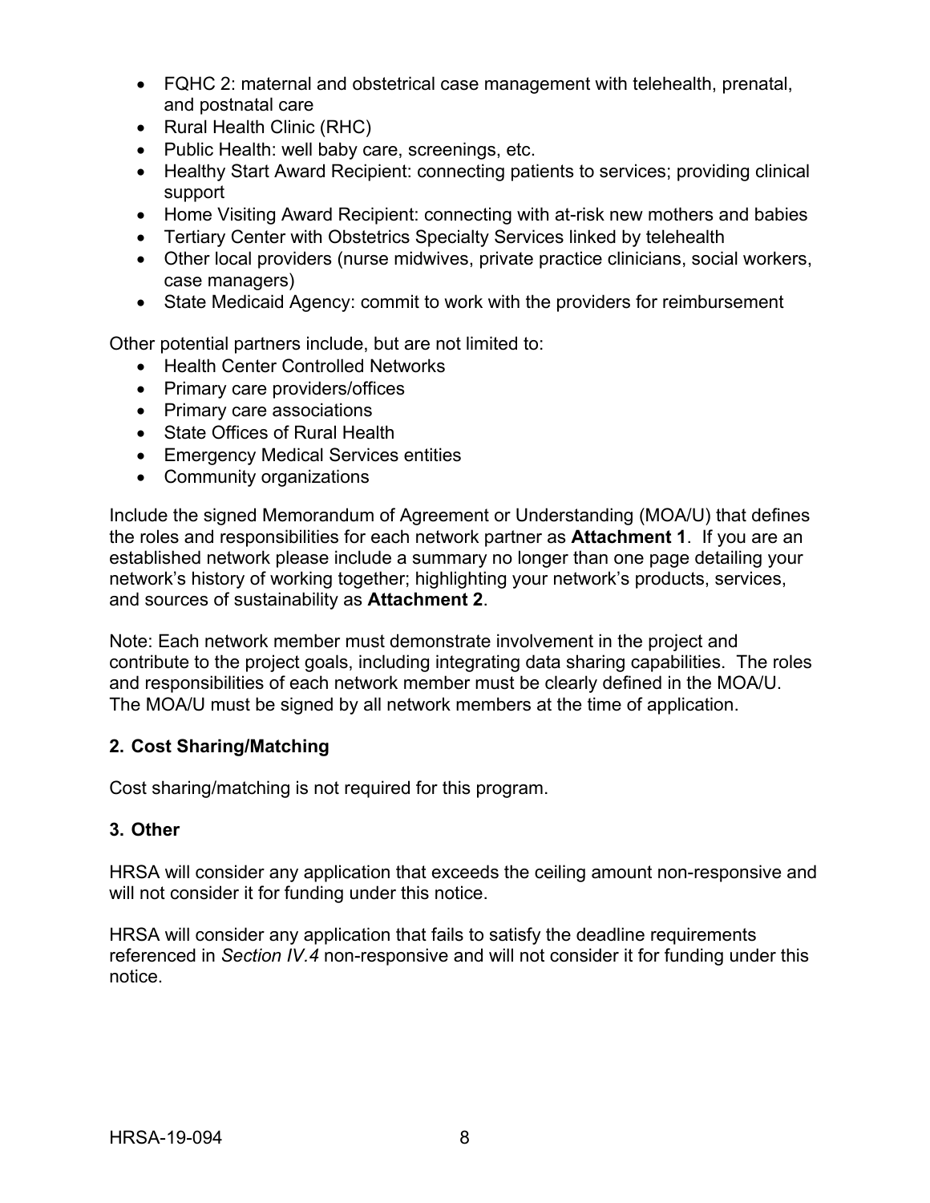- FQHC 2: maternal and obstetrical case management with telehealth, prenatal, and postnatal care
- Rural Health Clinic (RHC)
- Public Health: well baby care, screenings, etc.
- Healthy Start Award Recipient: connecting patients to services; providing clinical support
- Home Visiting Award Recipient: connecting with at-risk new mothers and babies
- Tertiary Center with Obstetrics Specialty Services linked by telehealth
- Other local providers (nurse midwives, private practice clinicians, social workers, case managers)
- State Medicaid Agency: commit to work with the providers for reimbursement

Other potential partners include, but are not limited to:

- Health Center Controlled Networks
- Primary care providers/offices
- Primary care associations
- State Offices of Rural Health
- Emergency Medical Services entities
- Community organizations

Include the signed Memorandum of Agreement or Understanding (MOA/U) that defines the roles and responsibilities for each network partner as **Attachment 1**. If you are an established network please include a summary no longer than one page detailing your network's history of working together; highlighting your network's products, services, and sources of sustainability as **Attachment 2**.

Note: Each network member must demonstrate involvement in the project and contribute to the project goals, including integrating data sharing capabilities. The roles and responsibilities of each network member must be clearly defined in the MOA/U. The MOA/U must be signed by all network members at the time of application.

### 2. Cost Sharing/Matching

Cost sharing/matching is not required for this program.

### 3. Other

HRSA will consider any application that exceeds the ceiling amount non-responsive and will not consider it for funding under this notice.

HRSA will consider any application that fails to satisfy the deadline requirements referenced in *Section IV.4* non-responsive and will not consider it for funding under this notice.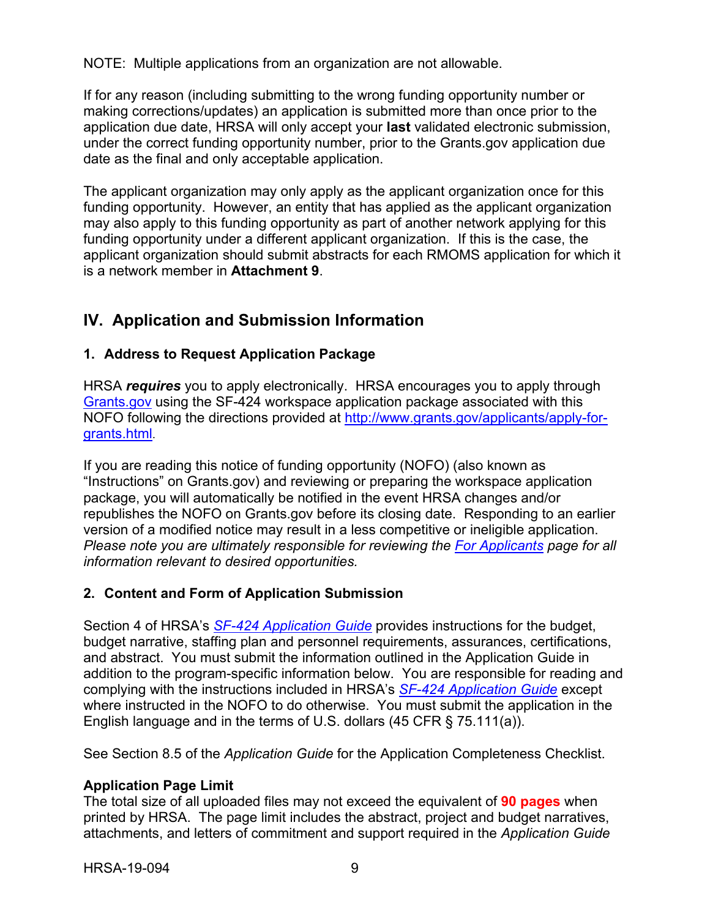NOTE: Multiple applications from an organization are not allowable.

If for any reason (including submitting to the wrong funding opportunity number or making corrections/updates) an application is submitted more than once prior to the application due date, HRSA will only accept your **last** validated electronic submission, under the correct funding opportunity number, prior to the Grants.gov application due date as the final and only acceptable application.

The applicant organization may only apply as the applicant organization once for this funding opportunity. However, an entity that has applied as the applicant organization may also apply to this funding opportunity as part of another network applying for this funding opportunity under a different applicant organization. If this is the case, the applicant organization should submit abstracts for each RMOMS application for which it is a network member in **Attachment 9**.

## IV. Application and Submission Information

### 1. Address to Request Application Package

HRSA ***requires*** you to apply electronically. HRSA encourages you to apply through [Grants.gov](http://www.grants.gov) using the SF-424 workspace application package associated with this NOFO following the directions provided at [http://www.grants.gov/applicants/apply-for-grants.html](http://www.grants.gov/applicants/apply-for-grants.html).

If you are reading this notice of funding opportunity (NOFO) (also known as "Instructions" on Grants.gov) and reviewing or preparing the workspace application package, you will automatically be notified in the event HRSA changes and/or republishes the NOFO on Grants.gov before its closing date. Responding to an earlier version of a modified notice may result in a less competitive or ineligible application. *Please note you are ultimately responsible for reviewing the [For Applicants](http://www.grants.gov/applicants/apply-for-grants.html) page for all information relevant to desired opportunities.*

### 2. Content and Form of Application Submission

Section 4 of HRSA's [*SF-424 Application Guide*]() provides instructions for the budget, budget narrative, staffing plan and personnel requirements, assurances, certifications, and abstract. You must submit the information outlined in the Application Guide in addition to the program-specific information below. You are responsible for reading and complying with the instructions included in HRSA's [*SF-424 Application Guide*]() except where instructed in the NOFO to do otherwise. You must submit the application in the English language and in the terms of U.S. dollars (45 CFR § 75.111(a)).

See Section 8.5 of the *Application Guide* for the Application Completeness Checklist.

**Application Page Limit**
The total size of all uploaded files may not exceed the equivalent of **90 pages** when printed by HRSA. The page limit includes the abstract, project and budget narratives, attachments, and letters of commitment and support required in the *Application Guide*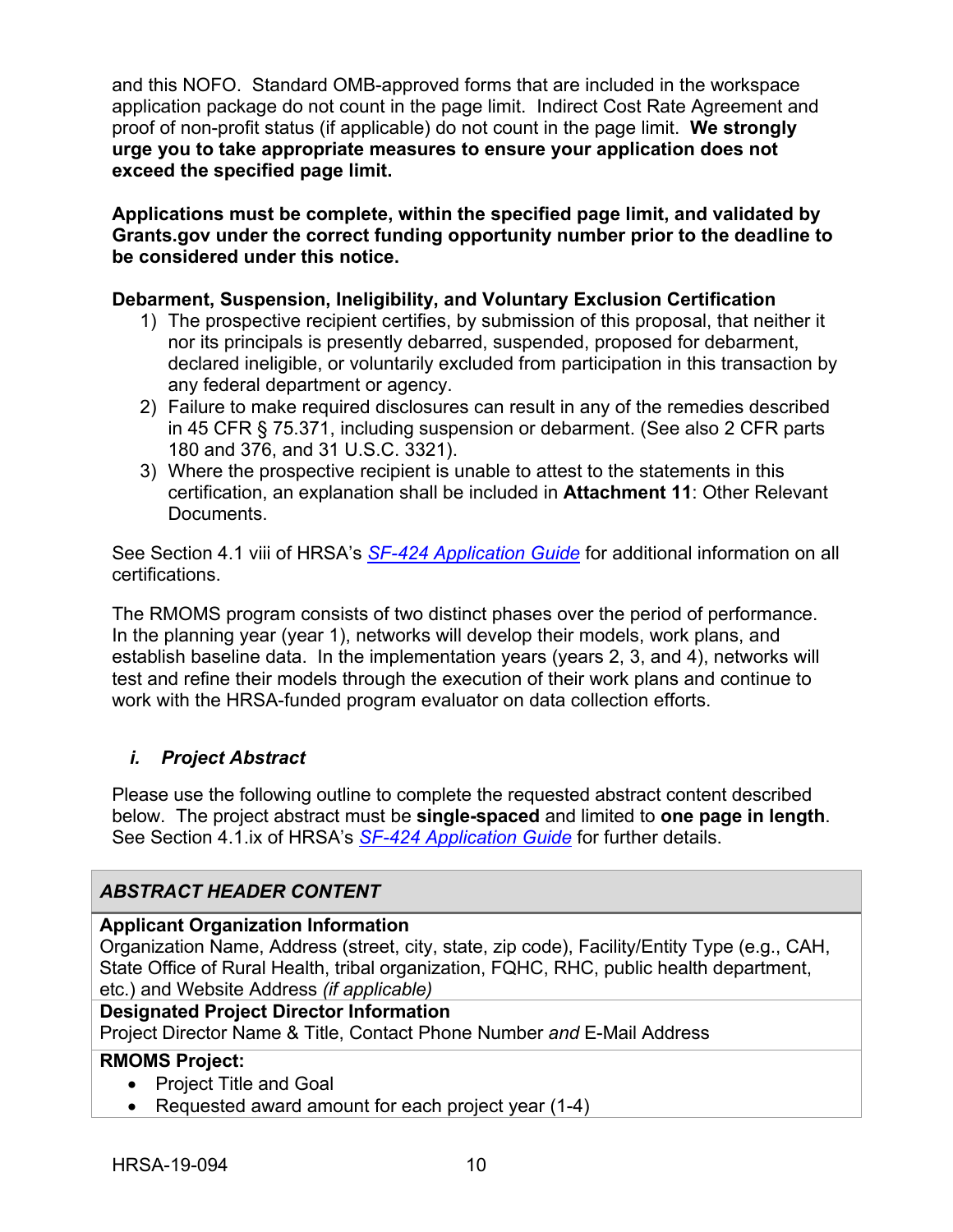and this NOFO. Standard OMB-approved forms that are included in the workspace application package do not count in the page limit. Indirect Cost Rate Agreement and proof of non-profit status (if applicable) do not count in the page limit. **We strongly urge you to take appropriate measures to ensure your application does not exceed the specified page limit.**

**Applications must be complete, within the specified page limit, and validated by Grants.gov under the correct funding opportunity number prior to the deadline to be considered under this notice.**

**Debarment, Suspension, Ineligibility, and Voluntary Exclusion Certification**

1) The prospective recipient certifies, by submission of this proposal, that neither it nor its principals is presently debarred, suspended, proposed for debarment, declared ineligible, or voluntarily excluded from participation in this transaction by any federal department or agency.
2) Failure to make required disclosures can result in any of the remedies described in 45 CFR § 75.371, including suspension or debarment. (See also 2 CFR parts 180 and 376, and 31 U.S.C. 3321).
3) Where the prospective recipient is unable to attest to the statements in this certification, an explanation shall be included in **Attachment 11**: Other Relevant Documents.

See Section 4.1 viii of HRSA's *SF-424 Application Guide* for additional information on all certifications.

The RMOMS program consists of two distinct phases over the period of performance. In the planning year (year 1), networks will develop their models, work plans, and establish baseline data. In the implementation years (years 2, 3, and 4), networks will test and refine their models through the execution of their work plans and continue to work with the HRSA-funded program evaluator on data collection efforts.

### *i. Project Abstract*

Please use the following outline to complete the requested abstract content described below. The project abstract must be **single-spaced** and limited to **one page in length**. See Section 4.1.ix of HRSA's *SF-424 Application Guide* for further details.

| *ABSTRACT HEADER CONTENT* |
|---|
| **Applicant Organization Information**<br>Organization Name, Address (street, city, state, zip code), Facility/Entity Type (e.g., CAH, State Office of Rural Health, tribal organization, FQHC, RHC, public health department, etc.) and Website Address *(if applicable)* |
| **Designated Project Director Information**<br>Project Director Name & Title, Contact Phone Number *and* E-Mail Address |
| **RMOMS Project:**<br>• Project Title and Goal<br>• Requested award amount for each project year (1-4) |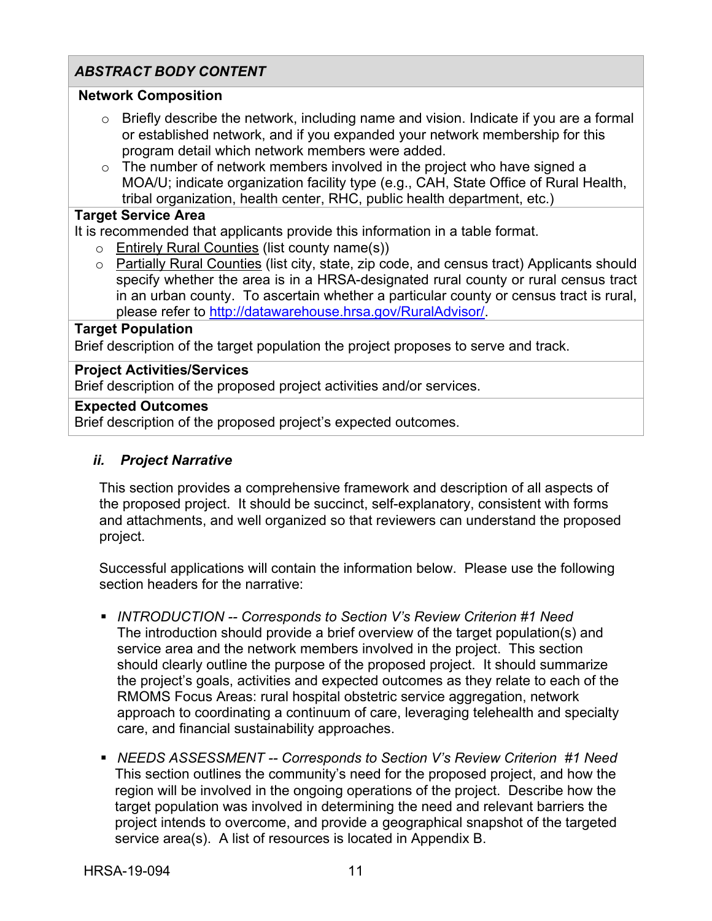| *ABSTRACT BODY CONTENT* |
|---|
| **Network Composition**<br>○ Briefly describe the network, including name and vision. Indicate if you are a formal or established network, and if you expanded your network membership for this program detail which network members were added.<br>○ The number of network members involved in the project who have signed a MOA/U; indicate organization facility type (e.g., CAH, State Office of Rural Health, tribal organization, health center, RHC, public health department, etc.) |
| **Target Service Area**<br>It is recommended that applicants provide this information in a table format.<br>○ Entirely Rural Counties (list county name(s))<br>○ Partially Rural Counties (list city, state, zip code, and census tract) Applicants should specify whether the area is in a HRSA-designated rural county or rural census tract in an urban county. To ascertain whether a particular county or census tract is rural, please refer to http://datawarehouse.hrsa.gov/RuralAdvisor/. |
| **Target Population**<br>Brief description of the target population the project proposes to serve and track. |
| **Project Activities/Services**<br>Brief description of the proposed project activities and/or services. |
| **Expected Outcomes**<br>Brief description of the proposed project's expected outcomes. |

### *ii. Project Narrative*

This section provides a comprehensive framework and description of all aspects of the proposed project. It should be succinct, self-explanatory, consistent with forms and attachments, and well organized so that reviewers can understand the proposed project.

Successful applications will contain the information below. Please use the following section headers for the narrative:

- *INTRODUCTION -- Corresponds to Section V's Review Criterion #1 Need*
  The introduction should provide a brief overview of the target population(s) and service area and the network members involved in the project. This section should clearly outline the purpose of the proposed project. It should summarize the project's goals, activities and expected outcomes as they relate to each of the RMOMS Focus Areas: rural hospital obstetric service aggregation, network approach to coordinating a continuum of care, leveraging telehealth and specialty care, and financial sustainability approaches.

- *NEEDS ASSESSMENT -- Corresponds to Section V's Review Criterion #1 Need*
  This section outlines the community's need for the proposed project, and how the region will be involved in the ongoing operations of the project. Describe how the target population was involved in determining the need and relevant barriers the project intends to overcome, and provide a geographical snapshot of the targeted service area(s). A list of resources is located in Appendix B.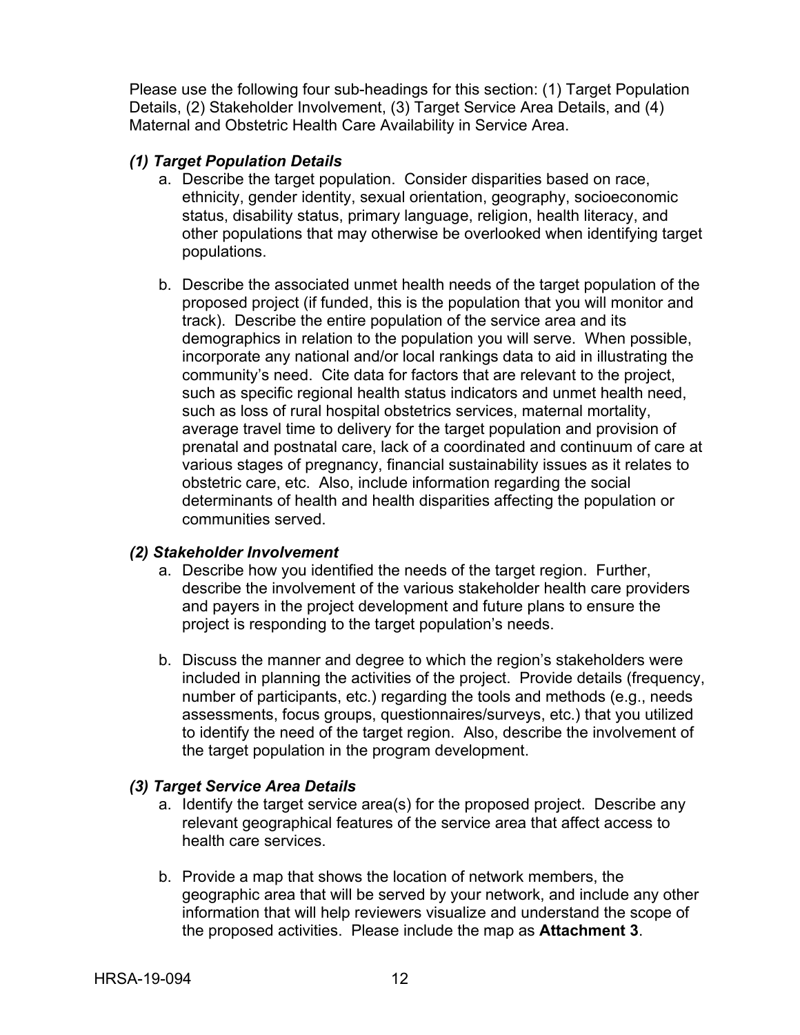Please use the following four sub-headings for this section: (1) Target Population Details, (2) Stakeholder Involvement, (3) Target Service Area Details, and (4) Maternal and Obstetric Health Care Availability in Service Area.

### *(1) Target Population Details*

a. Describe the target population. Consider disparities based on race, ethnicity, gender identity, sexual orientation, geography, socioeconomic status, disability status, primary language, religion, health literacy, and other populations that may otherwise be overlooked when identifying target populations.

b. Describe the associated unmet health needs of the target population of the proposed project (if funded, this is the population that you will monitor and track). Describe the entire population of the service area and its demographics in relation to the population you will serve. When possible, incorporate any national and/or local rankings data to aid in illustrating the community's need. Cite data for factors that are relevant to the project, such as specific regional health status indicators and unmet health need, such as loss of rural hospital obstetrics services, maternal mortality, average travel time to delivery for the target population and provision of prenatal and postnatal care, lack of a coordinated and continuum of care at various stages of pregnancy, financial sustainability issues as it relates to obstetric care, etc. Also, include information regarding the social determinants of health and health disparities affecting the population or communities served.

### *(2) Stakeholder Involvement*

a. Describe how you identified the needs of the target region. Further, describe the involvement of the various stakeholder health care providers and payers in the project development and future plans to ensure the project is responding to the target population's needs.

b. Discuss the manner and degree to which the region's stakeholders were included in planning the activities of the project. Provide details (frequency, number of participants, etc.) regarding the tools and methods (e.g., needs assessments, focus groups, questionnaires/surveys, etc.) that you utilized to identify the need of the target region. Also, describe the involvement of the target population in the program development.

### *(3) Target Service Area Details*

a. Identify the target service area(s) for the proposed project. Describe any relevant geographical features of the service area that affect access to health care services.

b. Provide a map that shows the location of network members, the geographic area that will be served by your network, and include any other information that will help reviewers visualize and understand the scope of the proposed activities. Please include the map as **Attachment 3**.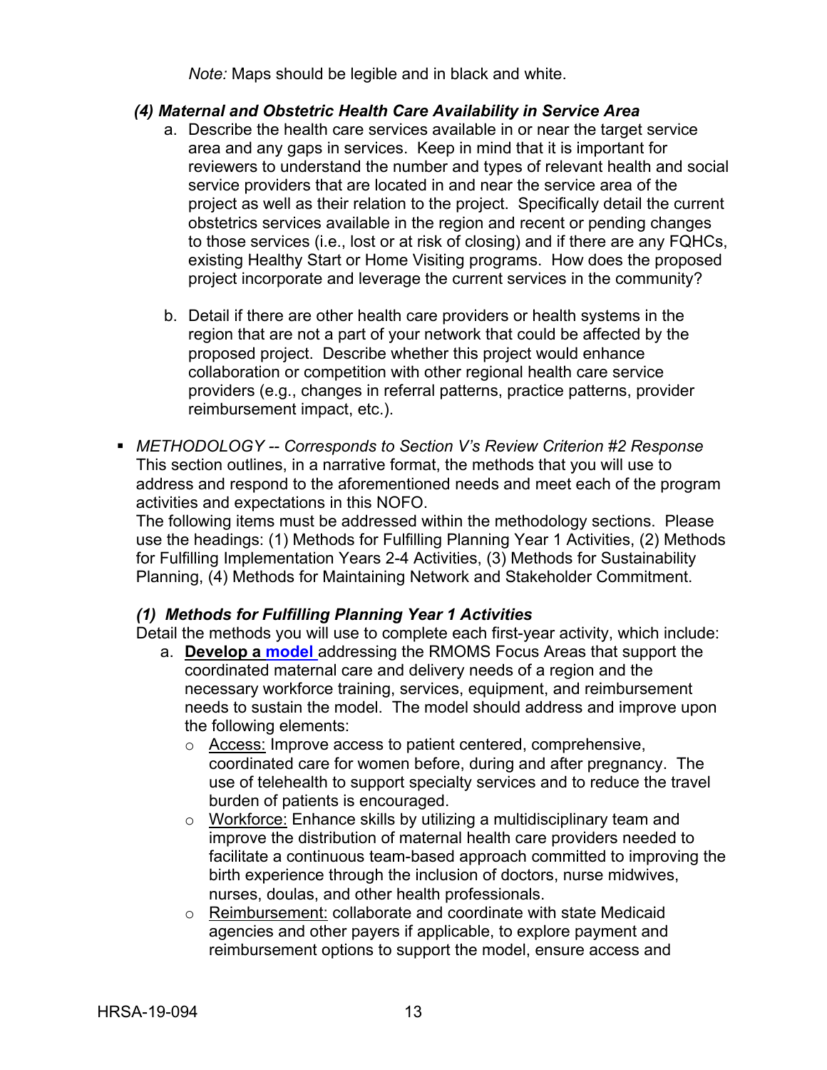*Note:* Maps should be legible and in black and white.

### *(4) Maternal and Obstetric Health Care Availability in Service Area*

a. Describe the health care services available in or near the target service area and any gaps in services. Keep in mind that it is important for reviewers to understand the number and types of relevant health and social service providers that are located in and near the service area of the project as well as their relation to the project. Specifically detail the current obstetrics services available in the region and recent or pending changes to those services (i.e., lost or at risk of closing) and if there are any FQHCs, existing Healthy Start or Home Visiting programs. How does the proposed project incorporate and leverage the current services in the community?

b. Detail if there are other health care providers or health systems in the region that are not a part of your network that could be affected by the proposed project. Describe whether this project would enhance collaboration or competition with other regional health care service providers (e.g., changes in referral patterns, practice patterns, provider reimbursement impact, etc.).

- *METHODOLOGY -- Corresponds to Section V's Review Criterion #2 Response* This section outlines, in a narrative format, the methods that you will use to address and respond to the aforementioned needs and meet each of the program activities and expectations in this NOFO.
  The following items must be addressed within the methodology sections. Please use the headings: (1) Methods for Fulfilling Planning Year 1 Activities, (2) Methods for Fulfilling Implementation Years 2-4 Activities, (3) Methods for Sustainability Planning, (4) Methods for Maintaining Network and Stakeholder Commitment.

### *(1) Methods for Fulfilling Planning Year 1 Activities*

Detail the methods you will use to complete each first-year activity, which include:

a. **Develop a model** addressing the RMOMS Focus Areas that support the coordinated maternal care and delivery needs of a region and the necessary workforce training, services, equipment, and reimbursement needs to sustain the model. The model should address and improve upon the following elements:
   - Access: Improve access to patient centered, comprehensive, coordinated care for women before, during and after pregnancy. The use of telehealth to support specialty services and to reduce the travel burden of patients is encouraged.
   - Workforce: Enhance skills by utilizing a multidisciplinary team and improve the distribution of maternal health care providers needed to facilitate a continuous team-based approach committed to improving the birth experience through the inclusion of doctors, nurse midwives, nurses, doulas, and other health professionals.
   - Reimbursement: collaborate and coordinate with state Medicaid agencies and other payers if applicable, to explore payment and reimbursement options to support the model, ensure access and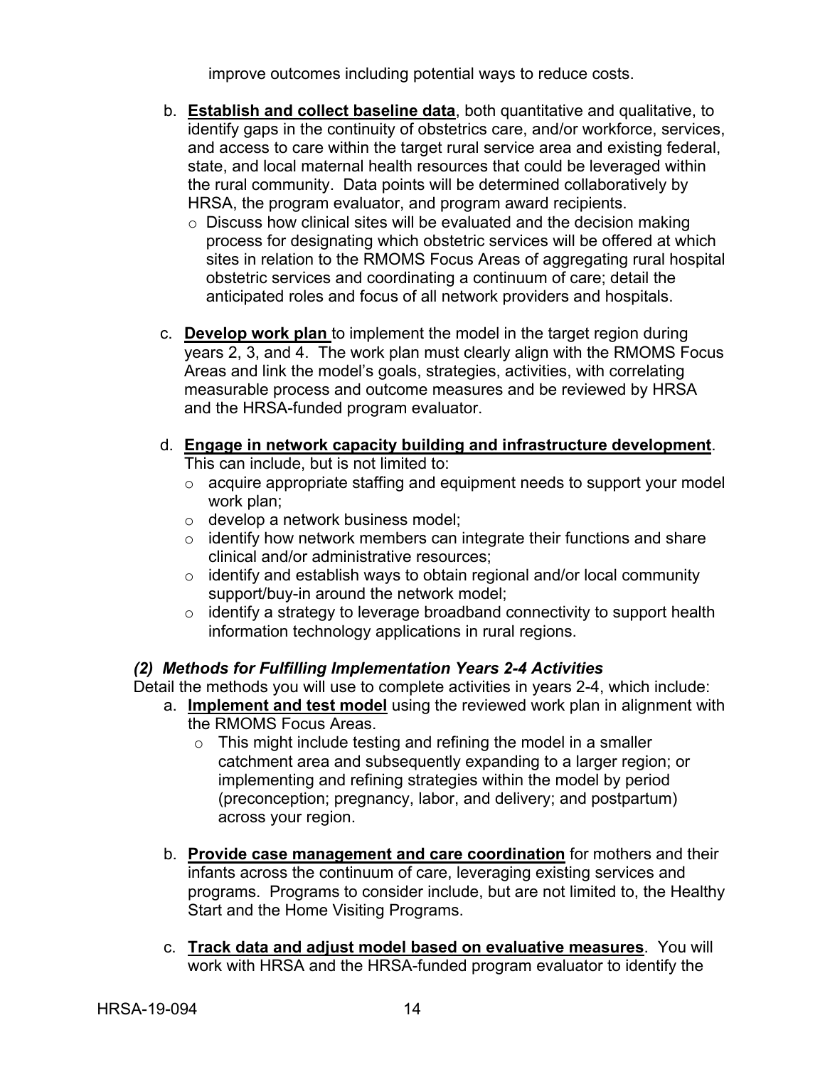improve outcomes including potential ways to reduce costs.

b. **Establish and collect baseline data**, both quantitative and qualitative, to identify gaps in the continuity of obstetrics care, and/or workforce, services, and access to care within the target rural service area and existing federal, state, and local maternal health resources that could be leveraged within the rural community. Data points will be determined collaboratively by HRSA, the program evaluator, and program award recipients.
   - Discuss how clinical sites will be evaluated and the decision making process for designating which obstetric services will be offered at which sites in relation to the RMOMS Focus Areas of aggregating rural hospital obstetric services and coordinating a continuum of care; detail the anticipated roles and focus of all network providers and hospitals.

c. **Develop work plan** to implement the model in the target region during years 2, 3, and 4. The work plan must clearly align with the RMOMS Focus Areas and link the model's goals, strategies, activities, with correlating measurable process and outcome measures and be reviewed by HRSA and the HRSA-funded program evaluator.

d. **Engage in network capacity building and infrastructure development**. This can include, but is not limited to:
   - acquire appropriate staffing and equipment needs to support your model work plan;
   - develop a network business model;
   - identify how network members can integrate their functions and share clinical and/or administrative resources;
   - identify and establish ways to obtain regional and/or local community support/buy-in around the network model;
   - identify a strategy to leverage broadband connectivity to support health information technology applications in rural regions.

### *(2) Methods for Fulfilling Implementation Years 2-4 Activities*

Detail the methods you will use to complete activities in years 2-4, which include:

a. **Implement and test model** using the reviewed work plan in alignment with the RMOMS Focus Areas.
   - This might include testing and refining the model in a smaller catchment area and subsequently expanding to a larger region; or implementing and refining strategies within the model by period (preconception; pregnancy, labor, and delivery; and postpartum) across your region.

b. **Provide case management and care coordination** for mothers and their infants across the continuum of care, leveraging existing services and programs. Programs to consider include, but are not limited to, the Healthy Start and the Home Visiting Programs.

c. **Track data and adjust model based on evaluative measures**. You will work with HRSA and the HRSA-funded program evaluator to identify the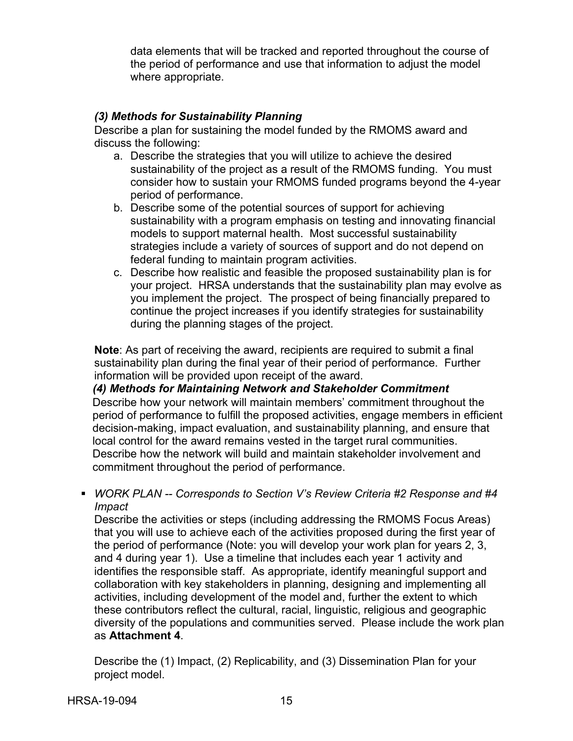data elements that will be tracked and reported throughout the course of the period of performance and use that information to adjust the model where appropriate.

***(3) Methods for Sustainability Planning***

Describe a plan for sustaining the model funded by the RMOMS award and discuss the following:

a. Describe the strategies that you will utilize to achieve the desired sustainability of the project as a result of the RMOMS funding. You must consider how to sustain your RMOMS funded programs beyond the 4-year period of performance.
b. Describe some of the potential sources of support for achieving sustainability with a program emphasis on testing and innovating financial models to support maternal health. Most successful sustainability strategies include a variety of sources of support and do not depend on federal funding to maintain program activities.
c. Describe how realistic and feasible the proposed sustainability plan is for your project. HRSA understands that the sustainability plan may evolve as you implement the project. The prospect of being financially prepared to continue the project increases if you identify strategies for sustainability during the planning stages of the project.

**Note**: As part of receiving the award, recipients are required to submit a final sustainability plan during the final year of their period of performance. Further information will be provided upon receipt of the award.

***(4) Methods for Maintaining Network and Stakeholder Commitment***

Describe how your network will maintain members' commitment throughout the period of performance to fulfill the proposed activities, engage members in efficient decision-making, impact evaluation, and sustainability planning, and ensure that local control for the award remains vested in the target rural communities. Describe how the network will build and maintain stakeholder involvement and commitment throughout the period of performance.

- *WORK PLAN -- Corresponds to Section V's Review Criteria #2 Response and #4 Impact*

  Describe the activities or steps (including addressing the RMOMS Focus Areas) that you will use to achieve each of the activities proposed during the first year of the period of performance (Note: you will develop your work plan for years 2, 3, and 4 during year 1). Use a timeline that includes each year 1 activity and identifies the responsible staff. As appropriate, identify meaningful support and collaboration with key stakeholders in planning, designing and implementing all activities, including development of the model and, further the extent to which these contributors reflect the cultural, racial, linguistic, religious and geographic diversity of the populations and communities served. Please include the work plan as **Attachment 4**.

  Describe the (1) Impact, (2) Replicability, and (3) Dissemination Plan for your project model.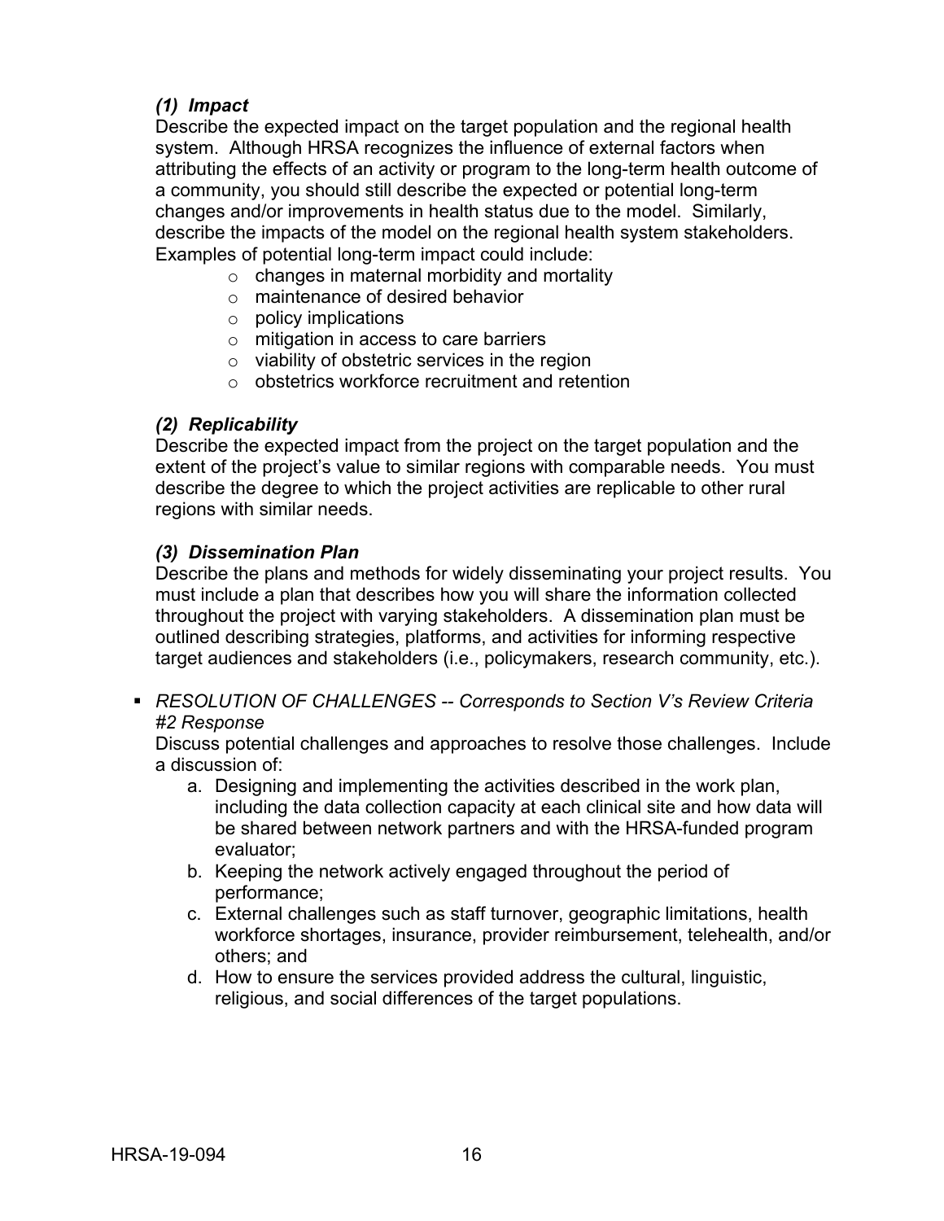***(1) Impact***

Describe the expected impact on the target population and the regional health system. Although HRSA recognizes the influence of external factors when attributing the effects of an activity or program to the long-term health outcome of a community, you should still describe the expected or potential long-term changes and/or improvements in health status due to the model. Similarly, describe the impacts of the model on the regional health system stakeholders. Examples of potential long-term impact could include:

- changes in maternal morbidity and mortality
- maintenance of desired behavior
- policy implications
- mitigation in access to care barriers
- viability of obstetric services in the region
- obstetrics workforce recruitment and retention

***(2) Replicability***

Describe the expected impact from the project on the target population and the extent of the project's value to similar regions with comparable needs. You must describe the degree to which the project activities are replicable to other rural regions with similar needs.

***(3) Dissemination Plan***

Describe the plans and methods for widely disseminating your project results. You must include a plan that describes how you will share the information collected throughout the project with varying stakeholders. A dissemination plan must be outlined describing strategies, platforms, and activities for informing respective target audiences and stakeholders (i.e., policymakers, research community, etc.).

- *RESOLUTION OF CHALLENGES -- Corresponds to Section V's Review Criteria #2 Response*

  Discuss potential challenges and approaches to resolve those challenges. Include a discussion of:

  a. Designing and implementing the activities described in the work plan, including the data collection capacity at each clinical site and how data will be shared between network partners and with the HRSA-funded program evaluator;
  b. Keeping the network actively engaged throughout the period of performance;
  c. External challenges such as staff turnover, geographic limitations, health workforce shortages, insurance, provider reimbursement, telehealth, and/or others; and
  d. How to ensure the services provided address the cultural, linguistic, religious, and social differences of the target populations.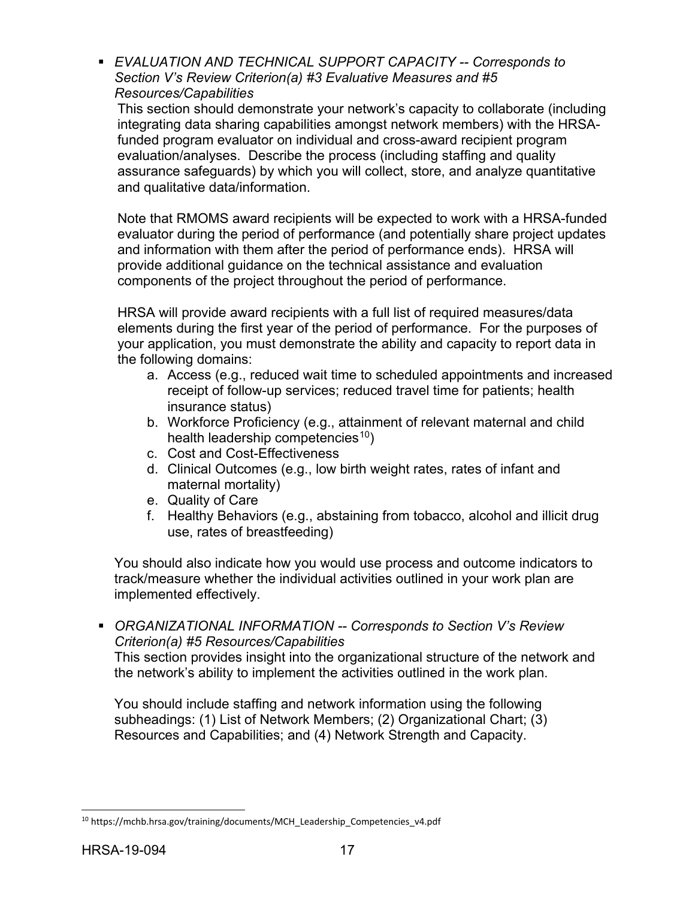- *EVALUATION AND TECHNICAL SUPPORT CAPACITY -- Corresponds to Section V's Review Criterion(a) #3 Evaluative Measures and #5 Resources/Capabilities*

  This section should demonstrate your network's capacity to collaborate (including integrating data sharing capabilities amongst network members) with the HRSA-funded program evaluator on individual and cross-award recipient program evaluation/analyses. Describe the process (including staffing and quality assurance safeguards) by which you will collect, store, and analyze quantitative and qualitative data/information.

  Note that RMOMS award recipients will be expected to work with a HRSA-funded evaluator during the period of performance (and potentially share project updates and information with them after the period of performance ends). HRSA will provide additional guidance on the technical assistance and evaluation components of the project throughout the period of performance.

  HRSA will provide award recipients with a full list of required measures/data elements during the first year of the period of performance. For the purposes of your application, you must demonstrate the ability and capacity to report data in the following domains:

  a. Access (e.g., reduced wait time to scheduled appointments and increased receipt of follow-up services; reduced travel time for patients; health insurance status)
  b. Workforce Proficiency (e.g., attainment of relevant maternal and child health leadership competencies[10])
  c. Cost and Cost-Effectiveness
  d. Clinical Outcomes (e.g., low birth weight rates, rates of infant and maternal mortality)
  e. Quality of Care
  f. Healthy Behaviors (e.g., abstaining from tobacco, alcohol and illicit drug use, rates of breastfeeding)

  You should also indicate how you would use process and outcome indicators to track/measure whether the individual activities outlined in your work plan are implemented effectively.

- *ORGANIZATIONAL INFORMATION -- Corresponds to Section V's Review Criterion(a) #5 Resources/Capabilities*

  This section provides insight into the organizational structure of the network and the network's ability to implement the activities outlined in the work plan.

  You should include staffing and network information using the following subheadings: (1) List of Network Members; (2) Organizational Chart; (3) Resources and Capabilities; and (4) Network Strength and Capacity.

[10] https://mchb.hrsa.gov/training/documents/MCH_Leadership_Competencies_v4.pdf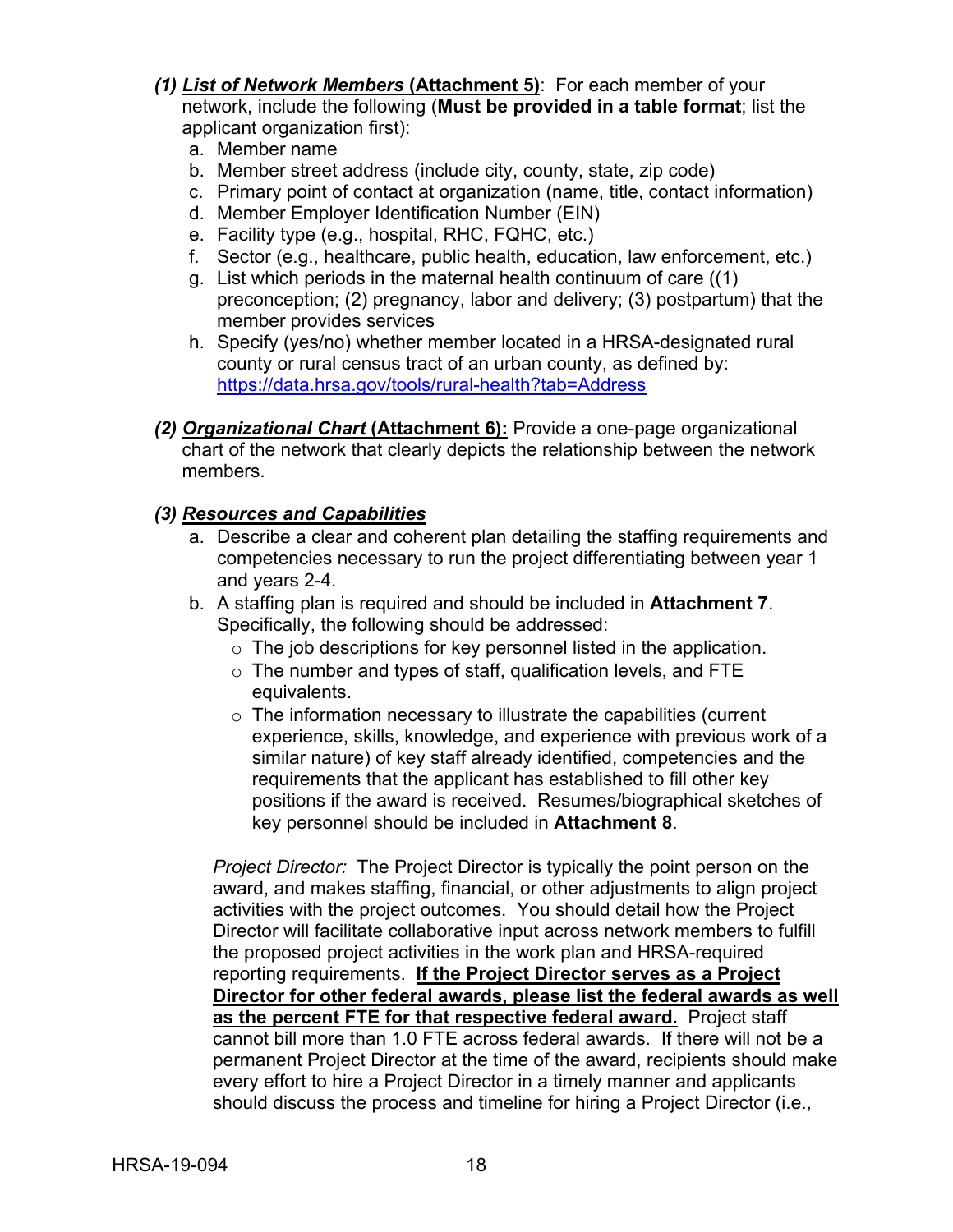*(1)* ***List of Network Members*** **(Attachment 5)**: For each member of your network, include the following (**Must be provided in a table format**; list the applicant organization first):

a. Member name
b. Member street address (include city, county, state, zip code)
c. Primary point of contact at organization (name, title, contact information)
d. Member Employer Identification Number (EIN)
e. Facility type (e.g., hospital, RHC, FQHC, etc.)
f. Sector (e.g., healthcare, public health, education, law enforcement, etc.)
g. List which periods in the maternal health continuum of care ((1) preconception; (2) pregnancy, labor and delivery; (3) postpartum) that the member provides services
h. Specify (yes/no) whether member located in a HRSA-designated rural county or rural census tract of an urban county, as defined by: https://data.hrsa.gov/tools/rural-health?tab=Address

*(2)* ***Organizational Chart*** **(Attachment 6):** Provide a one-page organizational chart of the network that clearly depicts the relationship between the network members.

*(3)* ***Resources and Capabilities***

a. Describe a clear and coherent plan detailing the staffing requirements and competencies necessary to run the project differentiating between year 1 and years 2-4.
b. A staffing plan is required and should be included in **Attachment 7**. Specifically, the following should be addressed:
   - The job descriptions for key personnel listed in the application.
   - The number and types of staff, qualification levels, and FTE equivalents.
   - The information necessary to illustrate the capabilities (current experience, skills, knowledge, and experience with previous work of a similar nature) of key staff already identified, competencies and the requirements that the applicant has established to fill other key positions if the award is received. Resumes/biographical sketches of key personnel should be included in **Attachment 8**.

*Project Director:* The Project Director is typically the point person on the award, and makes staffing, financial, or other adjustments to align project activities with the project outcomes. You should detail how the Project Director will facilitate collaborative input across network members to fulfill the proposed project activities in the work plan and HRSA-required reporting requirements. **If the Project Director serves as a Project Director for other federal awards, please list the federal awards as well as the percent FTE for that respective federal award.** Project staff cannot bill more than 1.0 FTE across federal awards. If there will not be a permanent Project Director at the time of the award, recipients should make every effort to hire a Project Director in a timely manner and applicants should discuss the process and timeline for hiring a Project Director (i.e.,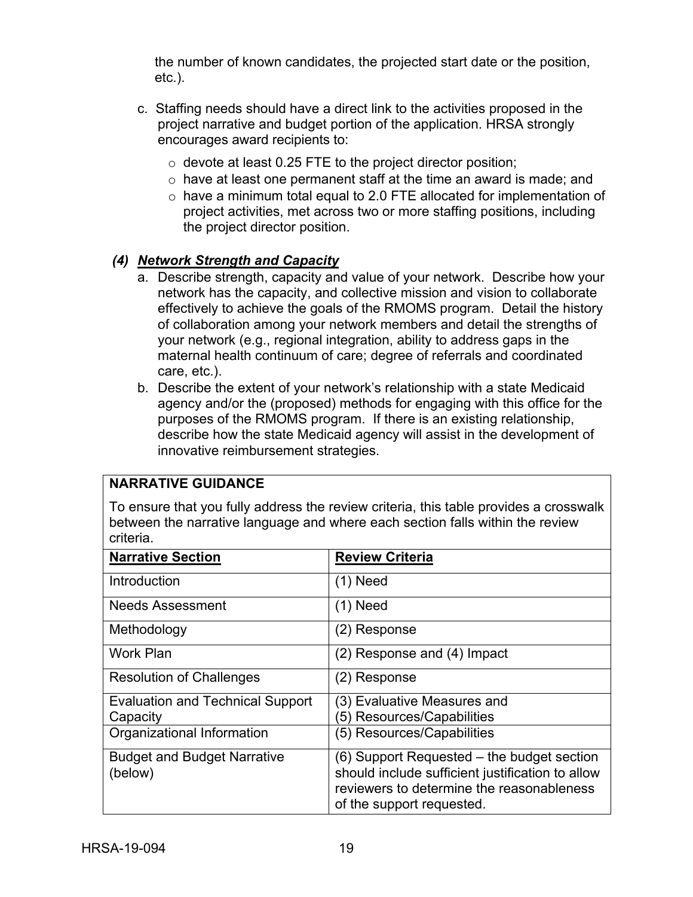the number of known candidates, the projected start date or the position, etc.).

c. Staffing needs should have a direct link to the activities proposed in the project narrative and budget portion of the application. HRSA strongly encourages award recipients to:
   - devote at least 0.25 FTE to the project director position;
   - have at least one permanent staff at the time an award is made; and
   - have a minimum total equal to 2.0 FTE allocated for implementation of project activities, met across two or more staffing positions, including the project director position.

***(4) Network Strength and Capacity***

a. Describe strength, capacity and value of your network. Describe how your network has the capacity, and collective mission and vision to collaborate effectively to achieve the goals of the RMOMS program. Detail the history of collaboration among your network members and detail the strengths of your network (e.g., regional integration, ability to address gaps in the maternal health continuum of care; degree of referrals and coordinated care, etc.).

b. Describe the extent of your network's relationship with a state Medicaid agency and/or the (proposed) methods for engaging with this office for the purposes of the RMOMS program. If there is an existing relationship, describe how the state Medicaid agency will assist in the development of innovative reimbursement strategies.

**NARRATIVE GUIDANCE**

To ensure that you fully address the review criteria, this table provides a crosswalk between the narrative language and where each section falls within the review criteria.

| Narrative Section | Review Criteria |
|---|---|
| Introduction | (1) Need |
| Needs Assessment | (1) Need |
| Methodology | (2) Response |
| Work Plan | (2) Response and (4) Impact |
| Resolution of Challenges | (2) Response |
| Evaluation and Technical Support Capacity | (3) Evaluative Measures and (5) Resources/Capabilities |
| Organizational Information | (5) Resources/Capabilities |
| Budget and Budget Narrative (below) | (6) Support Requested – the budget section should include sufficient justification to allow reviewers to determine the reasonableness of the support requested. |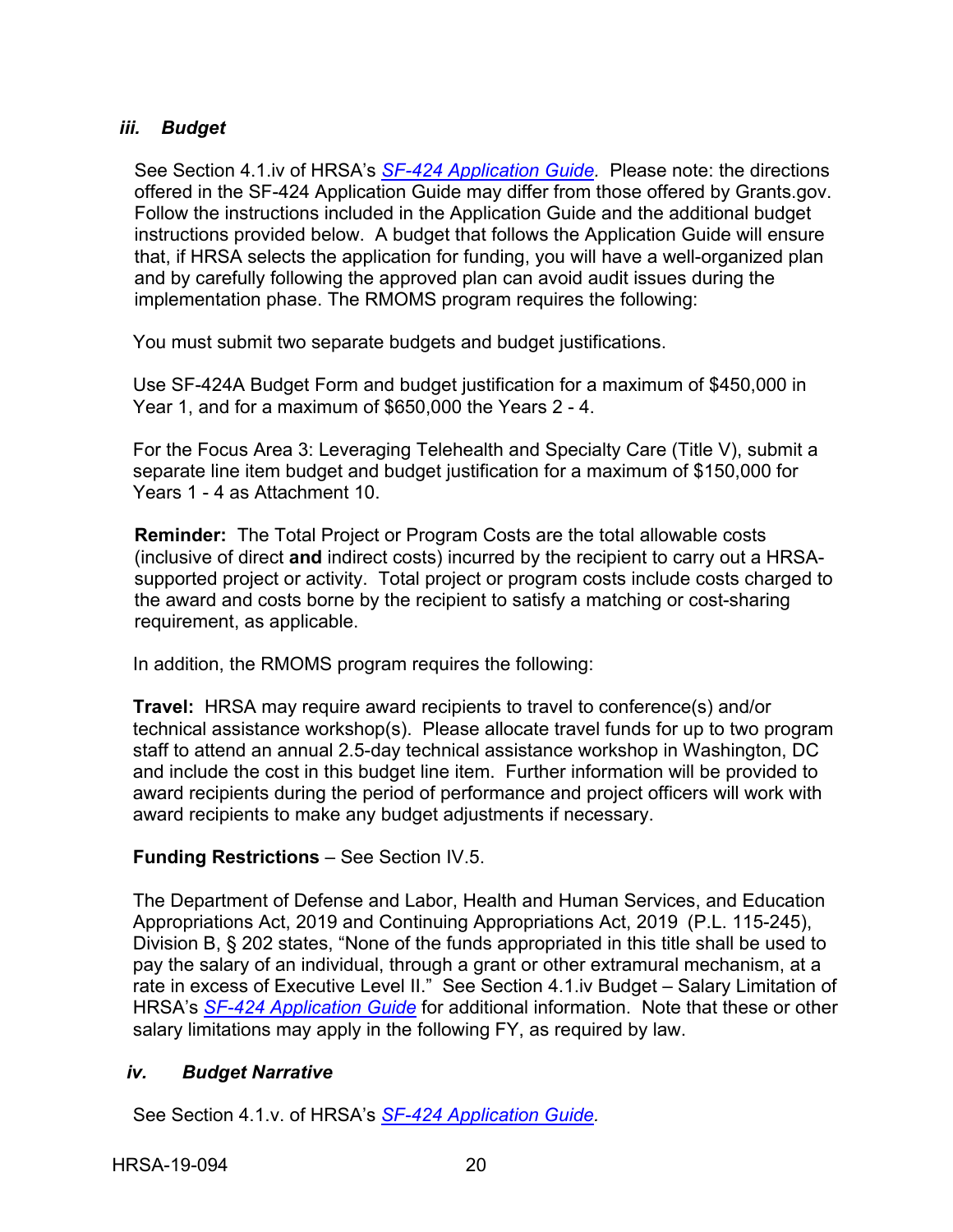### *iii. Budget*

See Section 4.1.iv of HRSA's *SF-424 Application Guide.* Please note: the directions offered in the SF-424 Application Guide may differ from those offered by Grants.gov. Follow the instructions included in the Application Guide and the additional budget instructions provided below. A budget that follows the Application Guide will ensure that, if HRSA selects the application for funding, you will have a well-organized plan and by carefully following the approved plan can avoid audit issues during the implementation phase. The RMOMS program requires the following:

You must submit two separate budgets and budget justifications.

Use SF-424A Budget Form and budget justification for a maximum of $450,000 in Year 1, and for a maximum of $650,000 the Years 2 - 4.

For the Focus Area 3: Leveraging Telehealth and Specialty Care (Title V), submit a separate line item budget and budget justification for a maximum of $150,000 for Years 1 - 4 as Attachment 10.

**Reminder:** The Total Project or Program Costs are the total allowable costs (inclusive of direct **and** indirect costs) incurred by the recipient to carry out a HRSA-supported project or activity. Total project or program costs include costs charged to the award and costs borne by the recipient to satisfy a matching or cost-sharing requirement, as applicable.

In addition, the RMOMS program requires the following:

**Travel:** HRSA may require award recipients to travel to conference(s) and/or technical assistance workshop(s). Please allocate travel funds for up to two program staff to attend an annual 2.5-day technical assistance workshop in Washington, DC and include the cost in this budget line item. Further information will be provided to award recipients during the period of performance and project officers will work with award recipients to make any budget adjustments if necessary.

**Funding Restrictions** – See Section IV.5.

The Department of Defense and Labor, Health and Human Services, and Education Appropriations Act, 2019 and Continuing Appropriations Act, 2019 (P.L. 115-245), Division B, § 202 states, "None of the funds appropriated in this title shall be used to pay the salary of an individual, through a grant or other extramural mechanism, at a rate in excess of Executive Level II." See Section 4.1.iv Budget – Salary Limitation of HRSA's *SF-424 Application Guide* for additional information. Note that these or other salary limitations may apply in the following FY, as required by law.

### *iv. Budget Narrative*

See Section 4.1.v. of HRSA's *SF-424 Application Guide.*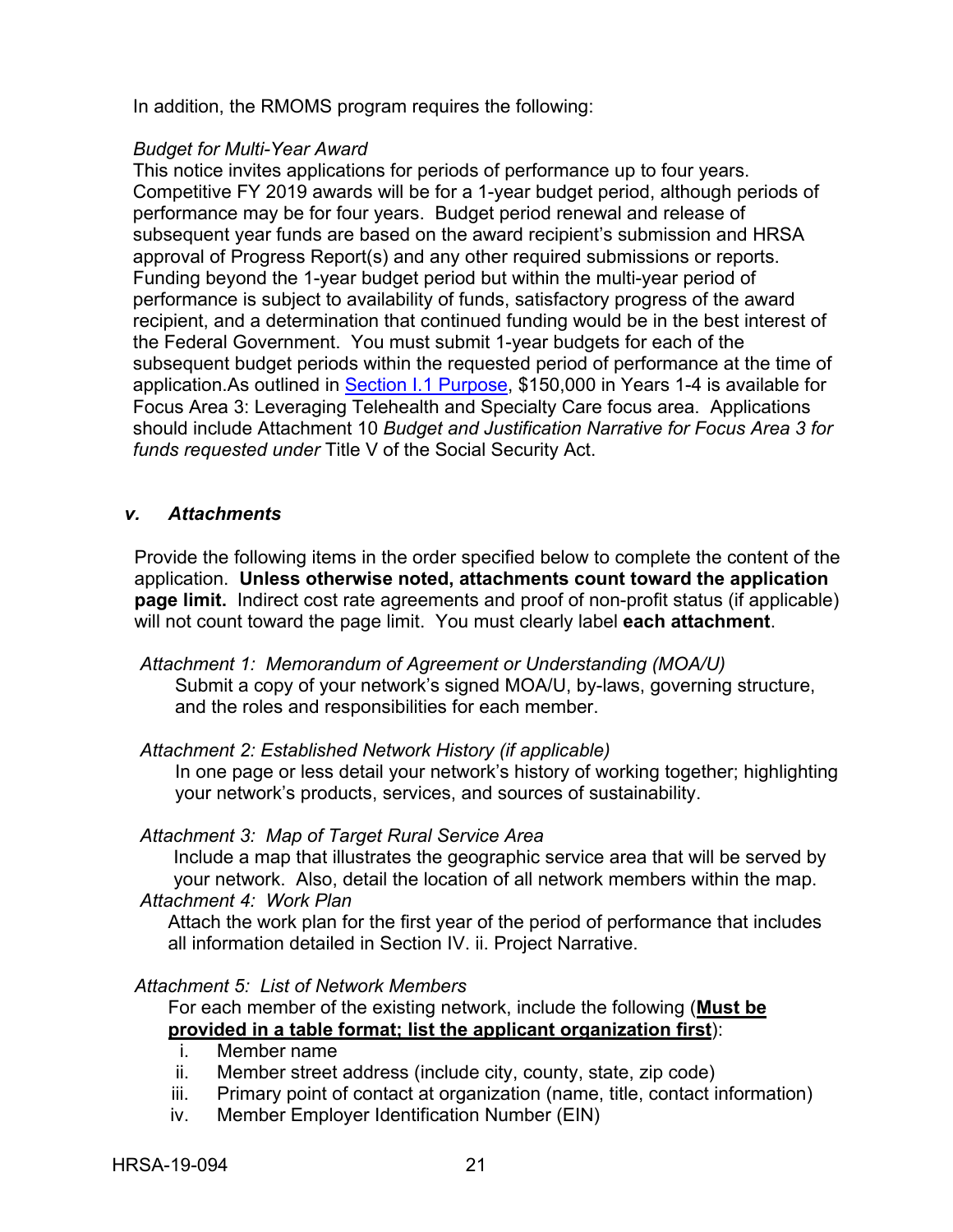In addition, the RMOMS program requires the following:

*Budget for Multi-Year Award*

This notice invites applications for periods of performance up to four years. Competitive FY 2019 awards will be for a 1-year budget period, although periods of performance may be for four years. Budget period renewal and release of subsequent year funds are based on the award recipient's submission and HRSA approval of Progress Report(s) and any other required submissions or reports. Funding beyond the 1-year budget period but within the multi-year period of performance is subject to availability of funds, satisfactory progress of the award recipient, and a determination that continued funding would be in the best interest of the Federal Government. You must submit 1-year budgets for each of the subsequent budget periods within the requested period of performance at the time of application.As outlined in Section I.1 Purpose, $150,000 in Years 1-4 is available for Focus Area 3: Leveraging Telehealth and Specialty Care focus area. Applications should include Attachment 10 *Budget and Justification Narrative for Focus Area 3 for funds requested under* Title V of the Social Security Act.

### *v. Attachments*

Provide the following items in the order specified below to complete the content of the application. **Unless otherwise noted, attachments count toward the application page limit.** Indirect cost rate agreements and proof of non-profit status (if applicable) will not count toward the page limit. You must clearly label **each attachment**.

*Attachment 1: Memorandum of Agreement or Understanding (MOA/U)*
Submit a copy of your network's signed MOA/U, by-laws, governing structure, and the roles and responsibilities for each member.

*Attachment 2: Established Network History (if applicable)*
In one page or less detail your network's history of working together; highlighting your network's products, services, and sources of sustainability.

*Attachment 3: Map of Target Rural Service Area*
Include a map that illustrates the geographic service area that will be served by your network. Also, detail the location of all network members within the map.

*Attachment 4: Work Plan*
Attach the work plan for the first year of the period of performance that includes all information detailed in Section IV. ii. Project Narrative.

*Attachment 5: List of Network Members*
For each member of the existing network, include the following (**Must be provided in a table format; list the applicant organization first**):

i. Member name
ii. Member street address (include city, county, state, zip code)
iii. Primary point of contact at organization (name, title, contact information)
iv. Member Employer Identification Number (EIN)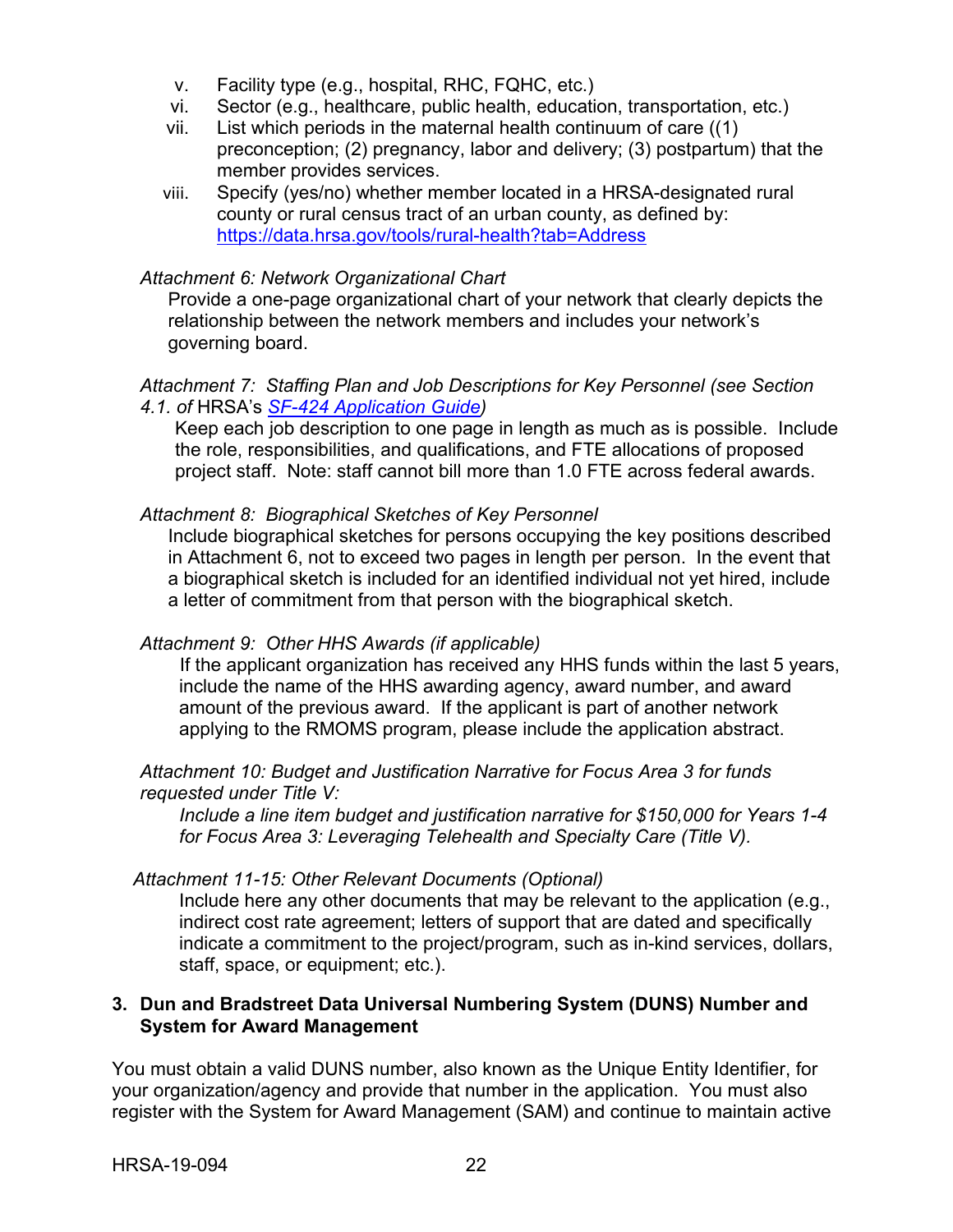v. Facility type (e.g., hospital, RHC, FQHC, etc.)
vi. Sector (e.g., healthcare, public health, education, transportation, etc.)
vii. List which periods in the maternal health continuum of care ((1) preconception; (2) pregnancy, labor and delivery; (3) postpartum) that the member provides services.
viii. Specify (yes/no) whether member located in a HRSA-designated rural county or rural census tract of an urban county, as defined by: https://data.hrsa.gov/tools/rural-health?tab=Address

*Attachment 6: Network Organizational Chart*

Provide a one-page organizational chart of your network that clearly depicts the relationship between the network members and includes your network's governing board.

*Attachment 7: Staffing Plan and Job Descriptions for Key Personnel (see Section 4.1. of* HRSA's *[SF-424 Application Guide](https://www.hrsa.gov/grants/apply/applicationguide/sf424guide.pdf))*

Keep each job description to one page in length as much as is possible. Include the role, responsibilities, and qualifications, and FTE allocations of proposed project staff. Note: staff cannot bill more than 1.0 FTE across federal awards.

*Attachment 8: Biographical Sketches of Key Personnel*

Include biographical sketches for persons occupying the key positions described in Attachment 6, not to exceed two pages in length per person. In the event that a biographical sketch is included for an identified individual not yet hired, include a letter of commitment from that person with the biographical sketch.

*Attachment 9: Other HHS Awards (if applicable)*

If the applicant organization has received any HHS funds within the last 5 years, include the name of the HHS awarding agency, award number, and award amount of the previous award. If the applicant is part of another network applying to the RMOMS program, please include the application abstract.

*Attachment 10: Budget and Justification Narrative for Focus Area 3 for funds requested under Title V:*

*Include a line item budget and justification narrative for $150,000 for Years 1-4 for Focus Area 3: Leveraging Telehealth and Specialty Care (Title V).*

*Attachment 11-15: Other Relevant Documents (Optional)*

Include here any other documents that may be relevant to the application (e.g., indirect cost rate agreement; letters of support that are dated and specifically indicate a commitment to the project/program, such as in-kind services, dollars, staff, space, or equipment; etc.).

### 3. Dun and Bradstreet Data Universal Numbering System (DUNS) Number and System for Award Management

You must obtain a valid DUNS number, also known as the Unique Entity Identifier, for your organization/agency and provide that number in the application. You must also register with the System for Award Management (SAM) and continue to maintain active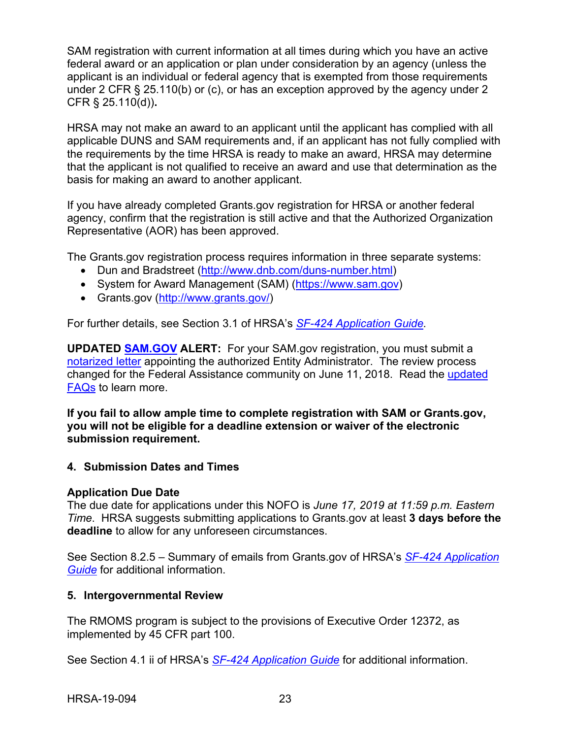SAM registration with current information at all times during which you have an active federal award or an application or plan under consideration by an agency (unless the applicant is an individual or federal agency that is exempted from those requirements under 2 CFR § 25.110(b) or (c), or has an exception approved by the agency under 2 CFR § 25.110(d)).

HRSA may not make an award to an applicant until the applicant has complied with all applicable DUNS and SAM requirements and, if an applicant has not fully complied with the requirements by the time HRSA is ready to make an award, HRSA may determine that the applicant is not qualified to receive an award and use that determination as the basis for making an award to another applicant.

If you have already completed Grants.gov registration for HRSA or another federal agency, confirm that the registration is still active and that the Authorized Organization Representative (AOR) has been approved.

The Grants.gov registration process requires information in three separate systems:

- Dun and Bradstreet (http://www.dnb.com/duns-number.html)
- System for Award Management (SAM) (https://www.sam.gov)
- Grants.gov (http://www.grants.gov/)

For further details, see Section 3.1 of HRSA's *SF-424 Application Guide.*

**UPDATED SAM.GOV ALERT:** For your SAM.gov registration, you must submit a notarized letter appointing the authorized Entity Administrator. The review process changed for the Federal Assistance community on June 11, 2018. Read the updated FAQs to learn more.

**If you fail to allow ample time to complete registration with SAM or Grants.gov, you will not be eligible for a deadline extension or waiver of the electronic submission requirement.**

### 4. Submission Dates and Times

**Application Due Date**
The due date for applications under this NOFO is *June 17, 2019 at 11:59 p.m. Eastern Time*. HRSA suggests submitting applications to Grants.gov at least **3 days before the deadline** to allow for any unforeseen circumstances.

See Section 8.2.5 – Summary of emails from Grants.gov of HRSA's *SF-424 Application Guide* for additional information.

### 5. Intergovernmental Review

The RMOMS program is subject to the provisions of Executive Order 12372, as implemented by 45 CFR part 100.

See Section 4.1 ii of HRSA's *SF-424 Application Guide* for additional information.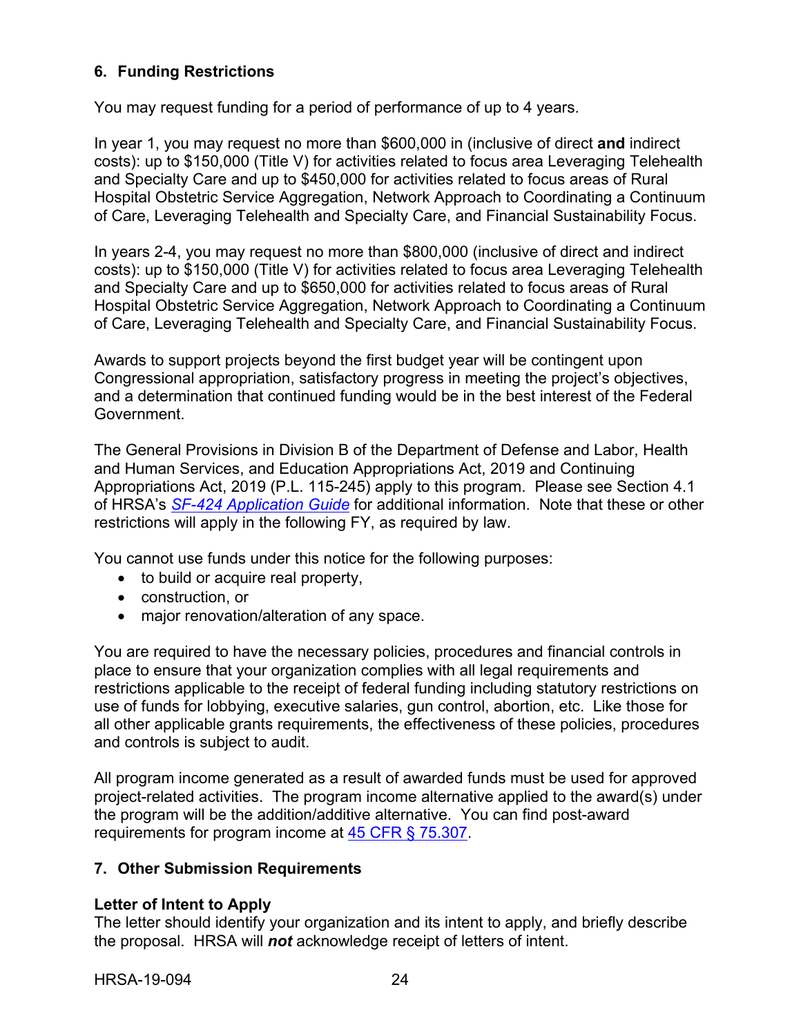### 6. Funding Restrictions

You may request funding for a period of performance of up to 4 years.

In year 1, you may request no more than $600,000 in (inclusive of direct **and** indirect costs): up to $150,000 (Title V) for activities related to focus area Leveraging Telehealth and Specialty Care and up to $450,000 for activities related to focus areas of Rural Hospital Obstetric Service Aggregation, Network Approach to Coordinating a Continuum of Care, Leveraging Telehealth and Specialty Care, and Financial Sustainability Focus.

In years 2-4, you may request no more than $800,000 (inclusive of direct and indirect costs): up to $150,000 (Title V) for activities related to focus area Leveraging Telehealth and Specialty Care and up to $650,000 for activities related to focus areas of Rural Hospital Obstetric Service Aggregation, Network Approach to Coordinating a Continuum of Care, Leveraging Telehealth and Specialty Care, and Financial Sustainability Focus.

Awards to support projects beyond the first budget year will be contingent upon Congressional appropriation, satisfactory progress in meeting the project's objectives, and a determination that continued funding would be in the best interest of the Federal Government.

The General Provisions in Division B of the Department of Defense and Labor, Health and Human Services, and Education Appropriations Act, 2019 and Continuing Appropriations Act, 2019 (P.L. 115-245) apply to this program. Please see Section 4.1 of HRSA's *SF-424 Application Guide* for additional information. Note that these or other restrictions will apply in the following FY, as required by law.

You cannot use funds under this notice for the following purposes:

- to build or acquire real property,
- construction, or
- major renovation/alteration of any space.

You are required to have the necessary policies, procedures and financial controls in place to ensure that your organization complies with all legal requirements and restrictions applicable to the receipt of federal funding including statutory restrictions on use of funds for lobbying, executive salaries, gun control, abortion, etc. Like those for all other applicable grants requirements, the effectiveness of these policies, procedures and controls is subject to audit.

All program income generated as a result of awarded funds must be used for approved project-related activities. The program income alternative applied to the award(s) under the program will be the addition/additive alternative. You can find post-award requirements for program income at 45 CFR § 75.307.

### 7. Other Submission Requirements

**Letter of Intent to Apply**
The letter should identify your organization and its intent to apply, and briefly describe the proposal. HRSA will ***not*** acknowledge receipt of letters of intent.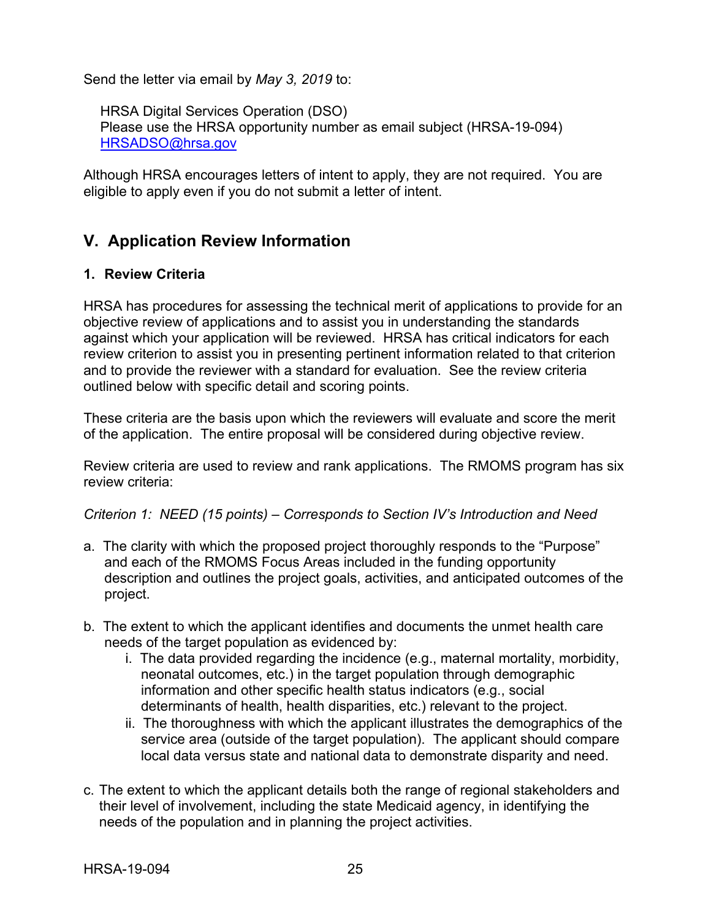Send the letter via email by *May 3, 2019* to:

HRSA Digital Services Operation (DSO)
Please use the HRSA opportunity number as email subject (HRSA-19-094)
HRSADSO@hrsa.gov

Although HRSA encourages letters of intent to apply, they are not required. You are eligible to apply even if you do not submit a letter of intent.

## V. Application Review Information

### 1. Review Criteria

HRSA has procedures for assessing the technical merit of applications to provide for an objective review of applications and to assist you in understanding the standards against which your application will be reviewed. HRSA has critical indicators for each review criterion to assist you in presenting pertinent information related to that criterion and to provide the reviewer with a standard for evaluation. See the review criteria outlined below with specific detail and scoring points.

These criteria are the basis upon which the reviewers will evaluate and score the merit of the application. The entire proposal will be considered during objective review.

Review criteria are used to review and rank applications. The RMOMS program has six review criteria:

*Criterion 1: NEED (15 points) – Corresponds to Section IV's Introduction and Need*

a. The clarity with which the proposed project thoroughly responds to the "Purpose" and each of the RMOMS Focus Areas included in the funding opportunity description and outlines the project goals, activities, and anticipated outcomes of the project.

b. The extent to which the applicant identifies and documents the unmet health care needs of the target population as evidenced by:
   i. The data provided regarding the incidence (e.g., maternal mortality, morbidity, neonatal outcomes, etc.) in the target population through demographic information and other specific health status indicators (e.g., social determinants of health, health disparities, etc.) relevant to the project.
   ii. The thoroughness with which the applicant illustrates the demographics of the service area (outside of the target population). The applicant should compare local data versus state and national data to demonstrate disparity and need.

c. The extent to which the applicant details both the range of regional stakeholders and their level of involvement, including the state Medicaid agency, in identifying the needs of the population and in planning the project activities.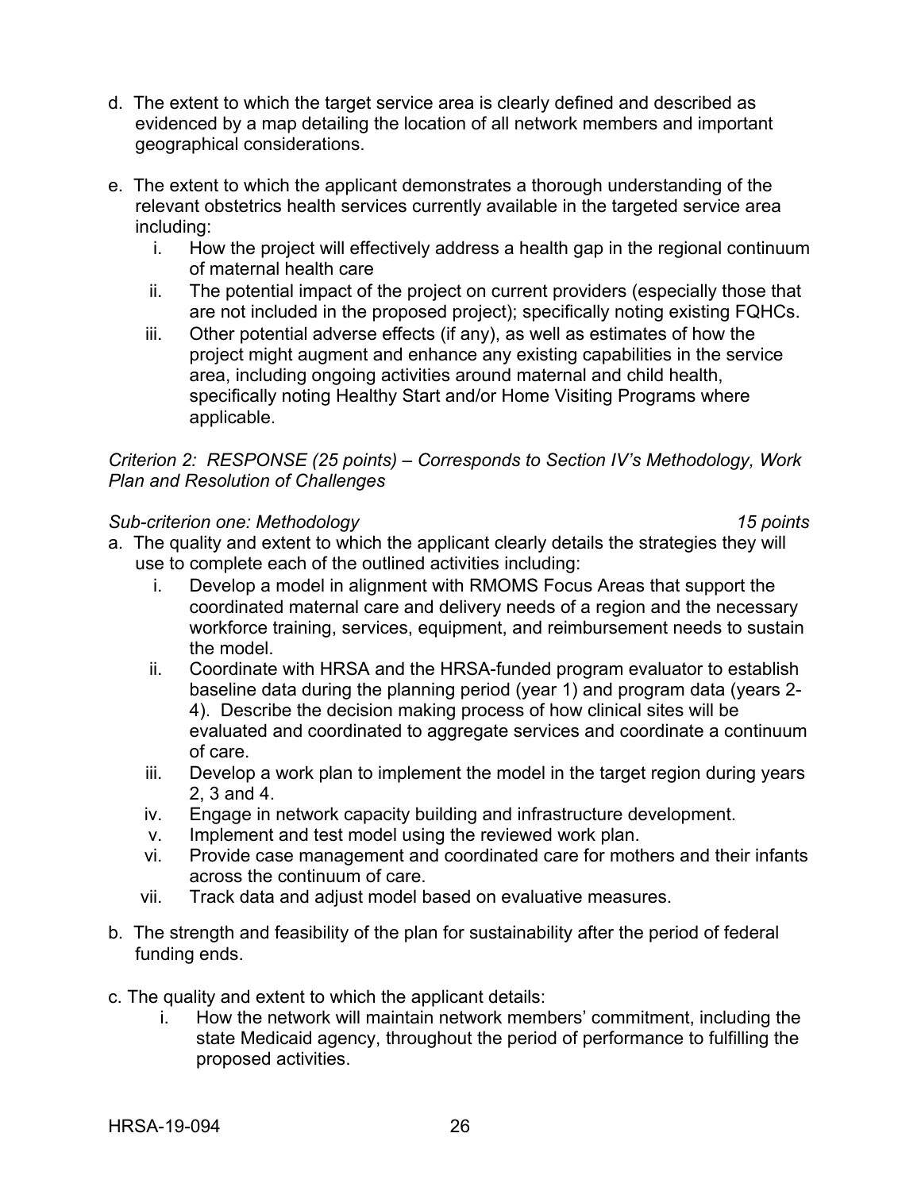d. The extent to which the target service area is clearly defined and described as evidenced by a map detailing the location of all network members and important geographical considerations.

e. The extent to which the applicant demonstrates a thorough understanding of the relevant obstetrics health services currently available in the targeted service area including:

   i. How the project will effectively address a health gap in the regional continuum of maternal health care
   ii. The potential impact of the project on current providers (especially those that are not included in the proposed project); specifically noting existing FQHCs.
   iii. Other potential adverse effects (if any), as well as estimates of how the project might augment and enhance any existing capabilities in the service area, including ongoing activities around maternal and child health, specifically noting Healthy Start and/or Home Visiting Programs where applicable.

*Criterion 2: RESPONSE (25 points) – Corresponds to Section IV's Methodology, Work Plan and Resolution of Challenges*

*Sub-criterion one: Methodology* *15 points*

a. The quality and extent to which the applicant clearly details the strategies they will use to complete each of the outlined activities including:

   i. Develop a model in alignment with RMOMS Focus Areas that support the coordinated maternal care and delivery needs of a region and the necessary workforce training, services, equipment, and reimbursement needs to sustain the model.
   ii. Coordinate with HRSA and the HRSA-funded program evaluator to establish baseline data during the planning period (year 1) and program data (years 2-4). Describe the decision making process of how clinical sites will be evaluated and coordinated to aggregate services and coordinate a continuum of care.
   iii. Develop a work plan to implement the model in the target region during years 2, 3 and 4.
   iv. Engage in network capacity building and infrastructure development.
   v. Implement and test model using the reviewed work plan.
   vi. Provide case management and coordinated care for mothers and their infants across the continuum of care.
   vii. Track data and adjust model based on evaluative measures.

b. The strength and feasibility of the plan for sustainability after the period of federal funding ends.

c. The quality and extent to which the applicant details:

   i. How the network will maintain network members' commitment, including the state Medicaid agency, throughout the period of performance to fulfilling the proposed activities.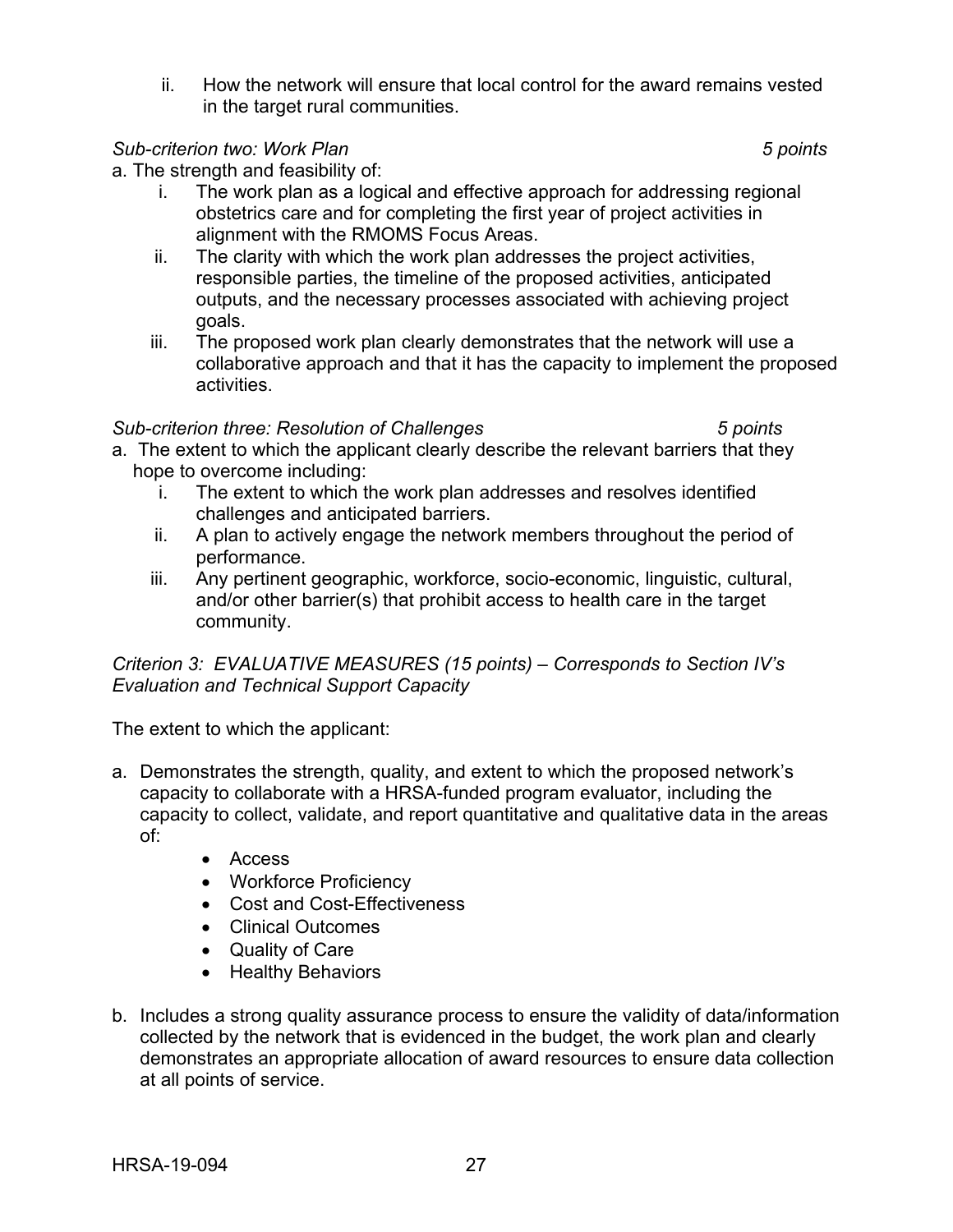ii. How the network will ensure that local control for the award remains vested in the target rural communities.

*Sub-criterion two: Work Plan* *5 points*

a. The strength and feasibility of:

   i. The work plan as a logical and effective approach for addressing regional obstetrics care and for completing the first year of project activities in alignment with the RMOMS Focus Areas.
   ii. The clarity with which the work plan addresses the project activities, responsible parties, the timeline of the proposed activities, anticipated outputs, and the necessary processes associated with achieving project goals.
   iii. The proposed work plan clearly demonstrates that the network will use a collaborative approach and that it has the capacity to implement the proposed activities.

*Sub-criterion three: Resolution of Challenges* *5 points*

a. The extent to which the applicant clearly describe the relevant barriers that they hope to overcome including:

   i. The extent to which the work plan addresses and resolves identified challenges and anticipated barriers.
   ii. A plan to actively engage the network members throughout the period of performance.
   iii. Any pertinent geographic, workforce, socio-economic, linguistic, cultural, and/or other barrier(s) that prohibit access to health care in the target community.

*Criterion 3: EVALUATIVE MEASURES (15 points) – Corresponds to Section IV's Evaluation and Technical Support Capacity*

The extent to which the applicant:

a. Demonstrates the strength, quality, and extent to which the proposed network's capacity to collaborate with a HRSA-funded program evaluator, including the capacity to collect, validate, and report quantitative and qualitative data in the areas of:
   - Access
   - Workforce Proficiency
   - Cost and Cost-Effectiveness
   - Clinical Outcomes
   - Quality of Care
   - Healthy Behaviors

b. Includes a strong quality assurance process to ensure the validity of data/information collected by the network that is evidenced in the budget, the work plan and clearly demonstrates an appropriate allocation of award resources to ensure data collection at all points of service.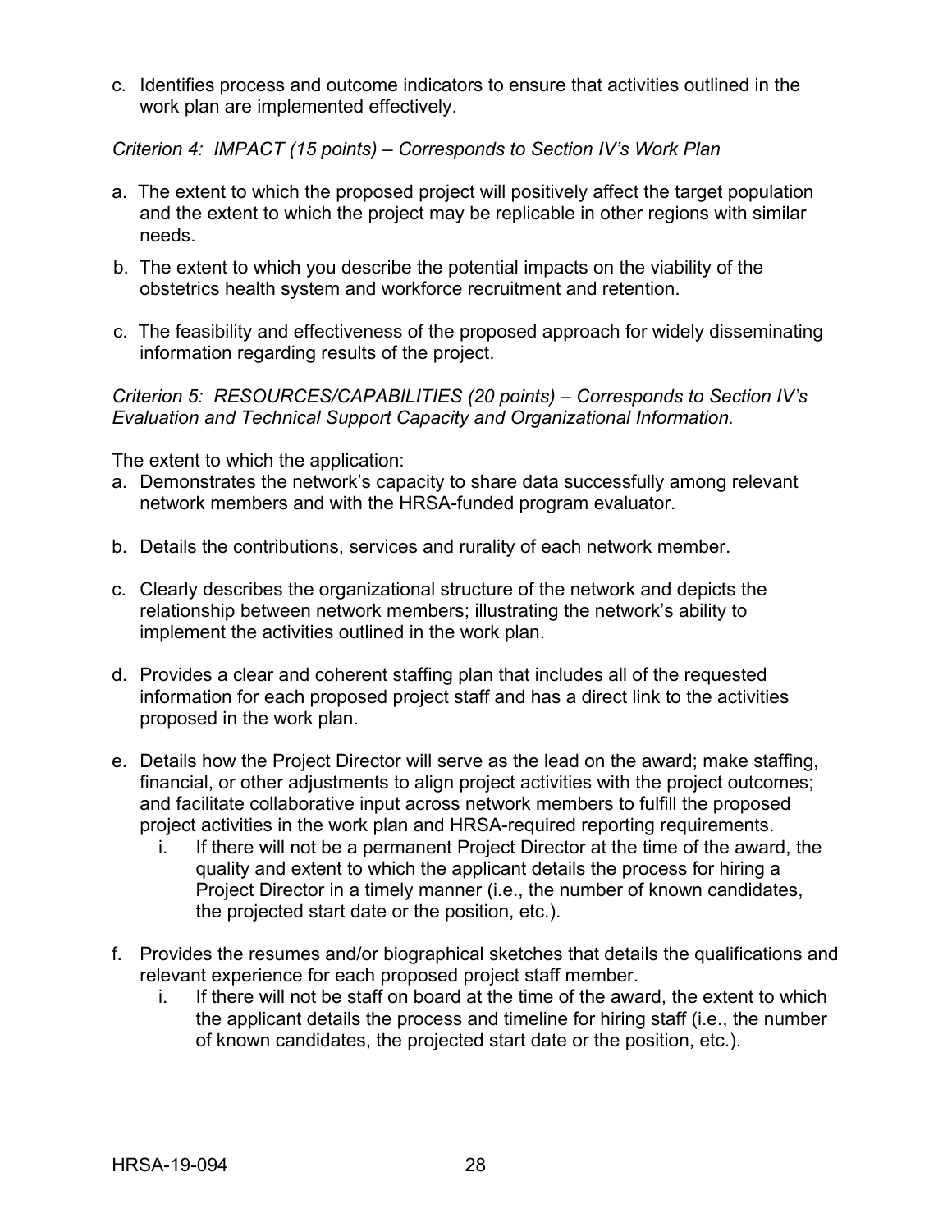c. Identifies process and outcome indicators to ensure that activities outlined in the work plan are implemented effectively.

*Criterion 4: IMPACT (15 points) – Corresponds to Section IV's Work Plan*

a. The extent to which the proposed project will positively affect the target population and the extent to which the project may be replicable in other regions with similar needs.

b. The extent to which you describe the potential impacts on the viability of the obstetrics health system and workforce recruitment and retention.

c. The feasibility and effectiveness of the proposed approach for widely disseminating information regarding results of the project.

*Criterion 5: RESOURCES/CAPABILITIES (20 points) – Corresponds to Section IV's Evaluation and Technical Support Capacity and Organizational Information.*

The extent to which the application:

a. Demonstrates the network's capacity to share data successfully among relevant network members and with the HRSA-funded program evaluator.

b. Details the contributions, services and rurality of each network member.

c. Clearly describes the organizational structure of the network and depicts the relationship between network members; illustrating the network's ability to implement the activities outlined in the work plan.

d. Provides a clear and coherent staffing plan that includes all of the requested information for each proposed project staff and has a direct link to the activities proposed in the work plan.

e. Details how the Project Director will serve as the lead on the award; make staffing, financial, or other adjustments to align project activities with the project outcomes; and facilitate collaborative input across network members to fulfill the proposed project activities in the work plan and HRSA-required reporting requirements.
   i. If there will not be a permanent Project Director at the time of the award, the quality and extent to which the applicant details the process for hiring a Project Director in a timely manner (i.e., the number of known candidates, the projected start date or the position, etc.).

f. Provides the resumes and/or biographical sketches that details the qualifications and relevant experience for each proposed project staff member.
   i. If there will not be staff on board at the time of the award, the extent to which the applicant details the process and timeline for hiring staff (i.e., the number of known candidates, the projected start date or the position, etc.).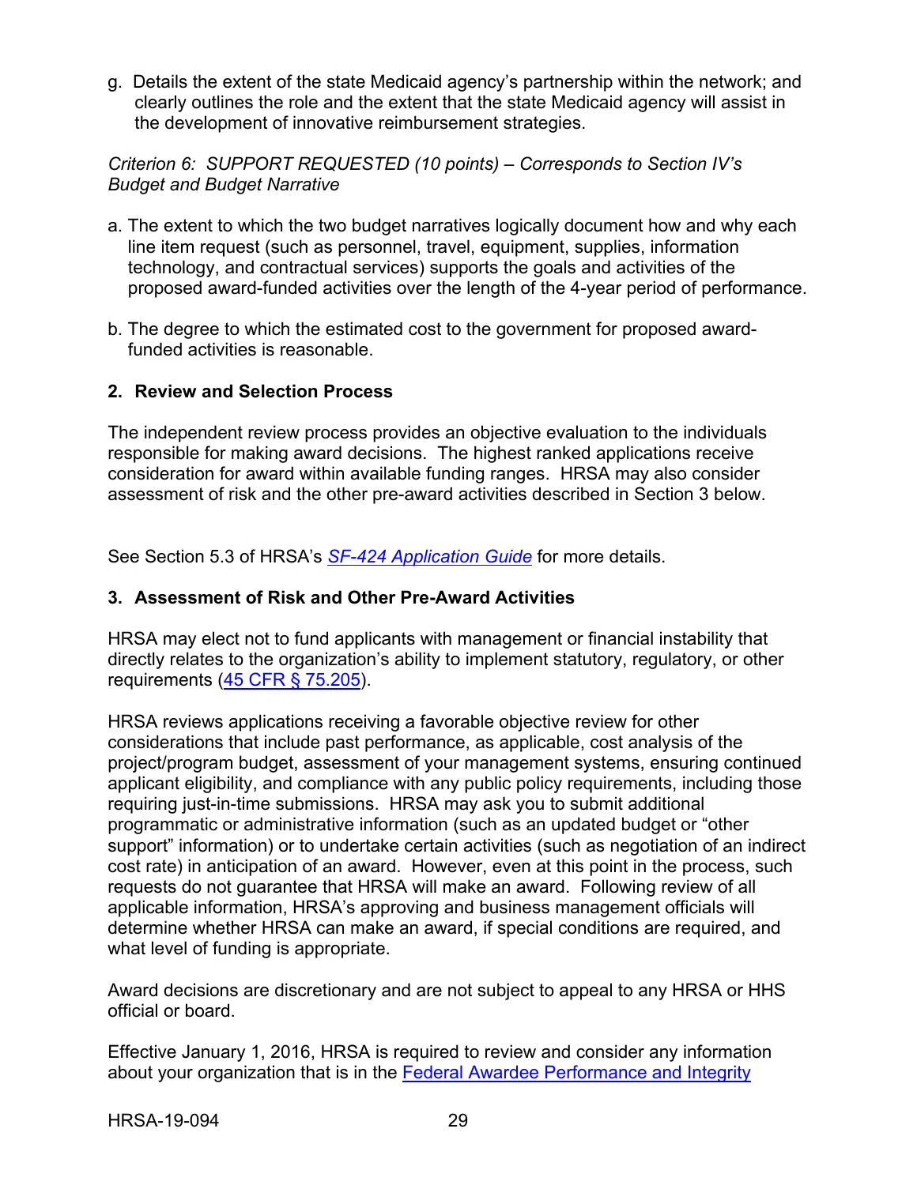g. Details the extent of the state Medicaid agency's partnership within the network; and clearly outlines the role and the extent that the state Medicaid agency will assist in the development of innovative reimbursement strategies.

*Criterion 6: SUPPORT REQUESTED (10 points) – Corresponds to Section IV's Budget and Budget Narrative*

a. The extent to which the two budget narratives logically document how and why each line item request (such as personnel, travel, equipment, supplies, information technology, and contractual services) supports the goals and activities of the proposed award-funded activities over the length of the 4-year period of performance.

b. The degree to which the estimated cost to the government for proposed award-funded activities is reasonable.

### 2. Review and Selection Process

The independent review process provides an objective evaluation to the individuals responsible for making award decisions. The highest ranked applications receive consideration for award within available funding ranges. HRSA may also consider assessment of risk and the other pre-award activities described in Section 3 below.

See Section 5.3 of HRSA's *[SF-424 Application Guide](#)* for more details.

### 3. Assessment of Risk and Other Pre-Award Activities

HRSA may elect not to fund applicants with management or financial instability that directly relates to the organization's ability to implement statutory, regulatory, or other requirements ([45 CFR § 75.205](#)).

HRSA reviews applications receiving a favorable objective review for other considerations that include past performance, as applicable, cost analysis of the project/program budget, assessment of your management systems, ensuring continued applicant eligibility, and compliance with any public policy requirements, including those requiring just-in-time submissions. HRSA may ask you to submit additional programmatic or administrative information (such as an updated budget or "other support" information) or to undertake certain activities (such as negotiation of an indirect cost rate) in anticipation of an award. However, even at this point in the process, such requests do not guarantee that HRSA will make an award. Following review of all applicable information, HRSA's approving and business management officials will determine whether HRSA can make an award, if special conditions are required, and what level of funding is appropriate.

Award decisions are discretionary and are not subject to appeal to any HRSA or HHS official or board.

Effective January 1, 2016, HRSA is required to review and consider any information about your organization that is in the [Federal Awardee Performance and Integrity](#)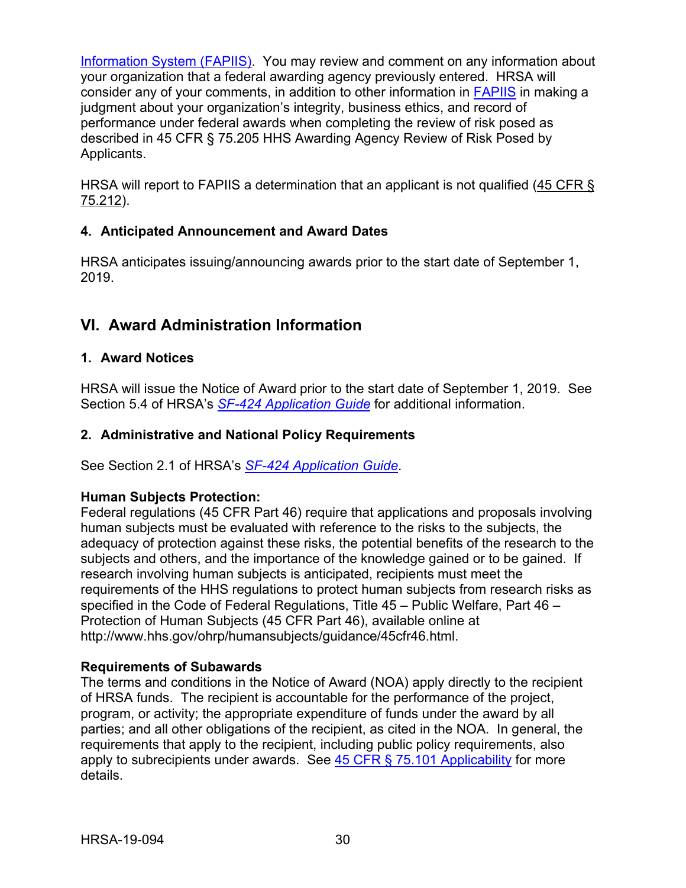Information System (FAPIIS). You may review and comment on any information about your organization that a federal awarding agency previously entered. HRSA will consider any of your comments, in addition to other information in FAPIIS in making a judgment about your organization's integrity, business ethics, and record of performance under federal awards when completing the review of risk posed as described in 45 CFR § 75.205 HHS Awarding Agency Review of Risk Posed by Applicants.

HRSA will report to FAPIIS a determination that an applicant is not qualified (45 CFR § 75.212).

### 4. Anticipated Announcement and Award Dates

HRSA anticipates issuing/announcing awards prior to the start date of September 1, 2019.

## VI. Award Administration Information

### 1. Award Notices

HRSA will issue the Notice of Award prior to the start date of September 1, 2019. See Section 5.4 of HRSA's *SF-424 Application Guide* for additional information.

### 2. Administrative and National Policy Requirements

See Section 2.1 of HRSA's *SF-424 Application Guide*.

**Human Subjects Protection:**
Federal regulations (45 CFR Part 46) require that applications and proposals involving human subjects must be evaluated with reference to the risks to the subjects, the adequacy of protection against these risks, the potential benefits of the research to the subjects and others, and the importance of the knowledge gained or to be gained. If research involving human subjects is anticipated, recipients must meet the requirements of the HHS regulations to protect human subjects from research risks as specified in the Code of Federal Regulations, Title 45 – Public Welfare, Part 46 – Protection of Human Subjects (45 CFR Part 46), available online at http://www.hhs.gov/ohrp/humansubjects/guidance/45cfr46.html.

**Requirements of Subawards**
The terms and conditions in the Notice of Award (NOA) apply directly to the recipient of HRSA funds. The recipient is accountable for the performance of the project, program, or activity; the appropriate expenditure of funds under the award by all parties; and all other obligations of the recipient, as cited in the NOA. In general, the requirements that apply to the recipient, including public policy requirements, also apply to subrecipients under awards. See 45 CFR § 75.101 Applicability for more details.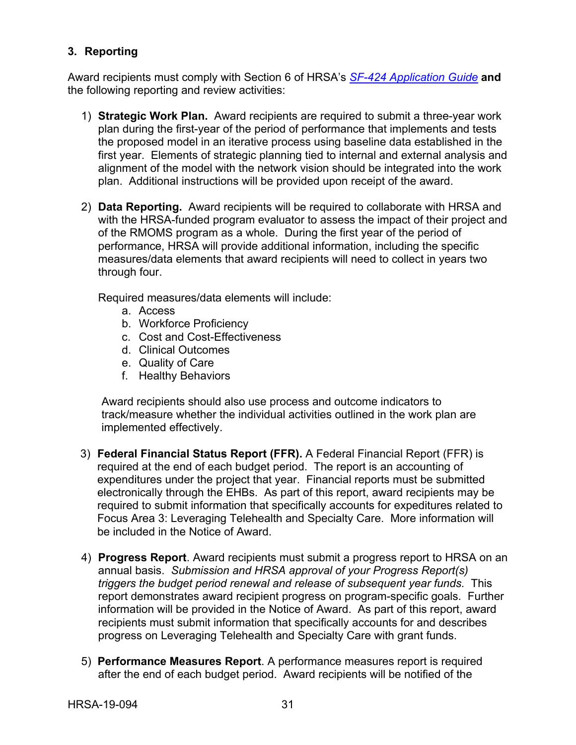### 3. Reporting

Award recipients must comply with Section 6 of HRSA's [SF-424 Application Guide](SF-424 Application Guide) **and** the following reporting and review activities:

1) **Strategic Work Plan.** Award recipients are required to submit a three-year work plan during the first-year of the period of performance that implements and tests the proposed model in an iterative process using baseline data established in the first year. Elements of strategic planning tied to internal and external analysis and alignment of the model with the network vision should be integrated into the work plan. Additional instructions will be provided upon receipt of the award.

2) **Data Reporting.** Award recipients will be required to collaborate with HRSA and with the HRSA-funded program evaluator to assess the impact of their project and of the RMOMS program as a whole. During the first year of the period of performance, HRSA will provide additional information, including the specific measures/data elements that award recipients will need to collect in years two through four.

   Required measures/data elements will include:
   a. Access
   b. Workforce Proficiency
   c. Cost and Cost-Effectiveness
   d. Clinical Outcomes
   e. Quality of Care
   f. Healthy Behaviors

   Award recipients should also use process and outcome indicators to track/measure whether the individual activities outlined in the work plan are implemented effectively.

3) **Federal Financial Status Report (FFR).** A Federal Financial Report (FFR) is required at the end of each budget period. The report is an accounting of expenditures under the project that year. Financial reports must be submitted electronically through the EHBs. As part of this report, award recipients may be required to submit information that specifically accounts for expeditures related to Focus Area 3: Leveraging Telehealth and Specialty Care. More information will be included in the Notice of Award.

4) **Progress Report**. Award recipients must submit a progress report to HRSA on an annual basis. *Submission and HRSA approval of your Progress Report(s) triggers the budget period renewal and release of subsequent year funds.* This report demonstrates award recipient progress on program-specific goals. Further information will be provided in the Notice of Award. As part of this report, award recipients must submit information that specifically accounts for and describes progress on Leveraging Telehealth and Specialty Care with grant funds.

5) **Performance Measures Report**. A performance measures report is required after the end of each budget period. Award recipients will be notified of the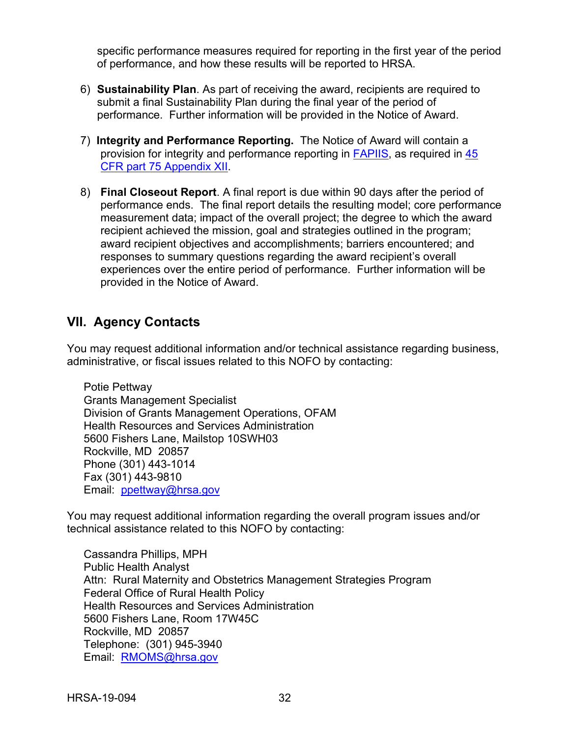specific performance measures required for reporting in the first year of the period of performance, and how these results will be reported to HRSA.

6) **Sustainability Plan**. As part of receiving the award, recipients are required to submit a final Sustainability Plan during the final year of the period of performance. Further information will be provided in the Notice of Award.

7) **Integrity and Performance Reporting.** The Notice of Award will contain a provision for integrity and performance reporting in FAPIIS, as required in 45 CFR part 75 Appendix XII.

8) **Final Closeout Report**. A final report is due within 90 days after the period of performance ends. The final report details the resulting model; core performance measurement data; impact of the overall project; the degree to which the award recipient achieved the mission, goal and strategies outlined in the program; award recipient objectives and accomplishments; barriers encountered; and responses to summary questions regarding the award recipient's overall experiences over the entire period of performance. Further information will be provided in the Notice of Award.

## VII. Agency Contacts

You may request additional information and/or technical assistance regarding business, administrative, or fiscal issues related to this NOFO by contacting:

Potie Pettway
Grants Management Specialist
Division of Grants Management Operations, OFAM
Health Resources and Services Administration
5600 Fishers Lane, Mailstop 10SWH03
Rockville, MD 20857
Phone (301) 443-1014
Fax (301) 443-9810
Email: ppettway@hrsa.gov

You may request additional information regarding the overall program issues and/or technical assistance related to this NOFO by contacting:

Cassandra Phillips, MPH
Public Health Analyst
Attn: Rural Maternity and Obstetrics Management Strategies Program
Federal Office of Rural Health Policy
Health Resources and Services Administration
5600 Fishers Lane, Room 17W45C
Rockville, MD 20857
Telephone: (301) 945-3940
Email: RMOMS@hrsa.gov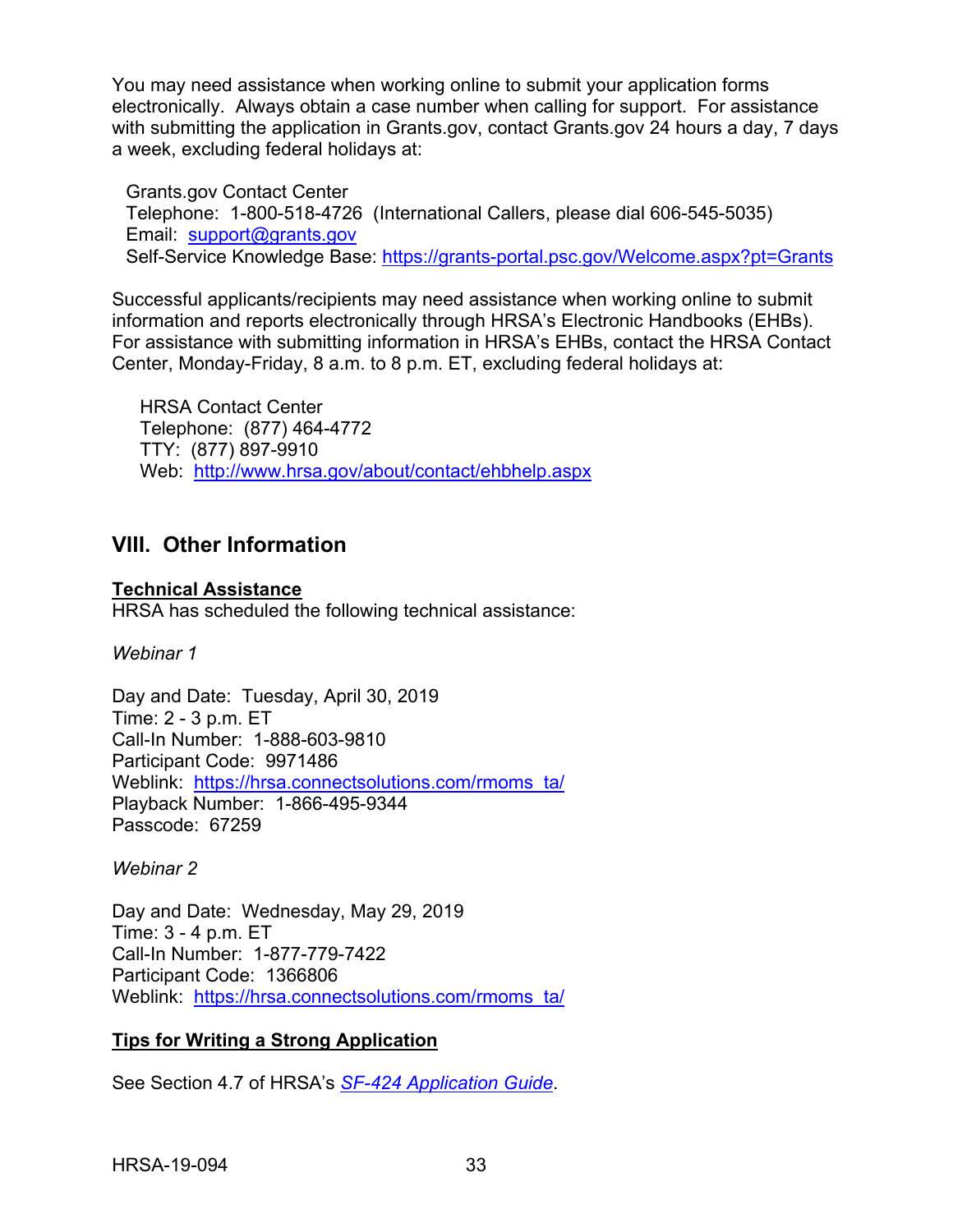You may need assistance when working online to submit your application forms electronically. Always obtain a case number when calling for support. For assistance with submitting the application in Grants.gov, contact Grants.gov 24 hours a day, 7 days a week, excluding federal holidays at:

Grants.gov Contact Center
Telephone: 1-800-518-4726 (International Callers, please dial 606-545-5035)
Email: [support@grants.gov](mailto:support@grants.gov)
Self-Service Knowledge Base: [https://grants-portal.psc.gov/Welcome.aspx?pt=Grants](https://grants-portal.psc.gov/Welcome.aspx?pt=Grants)

Successful applicants/recipients may need assistance when working online to submit information and reports electronically through HRSA's Electronic Handbooks (EHBs). For assistance with submitting information in HRSA's EHBs, contact the HRSA Contact Center, Monday-Friday, 8 a.m. to 8 p.m. ET, excluding federal holidays at:

HRSA Contact Center
Telephone: (877) 464-4772
TTY: (877) 897-9910
Web: [http://www.hrsa.gov/about/contact/ehbhelp.aspx](http://www.hrsa.gov/about/contact/ehbhelp.aspx)

## VIII. Other Information

**Technical Assistance**
HRSA has scheduled the following technical assistance:

*Webinar 1*

Day and Date: Tuesday, April 30, 2019
Time: 2 - 3 p.m. ET
Call-In Number: 1-888-603-9810
Participant Code: 9971486
Weblink: [https://hrsa.connectsolutions.com/rmoms_ta/](https://hrsa.connectsolutions.com/rmoms_ta/)
Playback Number: 1-866-495-9344
Passcode: 67259

*Webinar 2*

Day and Date: Wednesday, May 29, 2019
Time: 3 - 4 p.m. ET
Call-In Number: 1-877-779-7422
Participant Code: 1366806
Weblink: [https://hrsa.connectsolutions.com/rmoms_ta/](https://hrsa.connectsolutions.com/rmoms_ta/)

**Tips for Writing a Strong Application**

See Section 4.7 of HRSA's *SF-424 Application Guide*.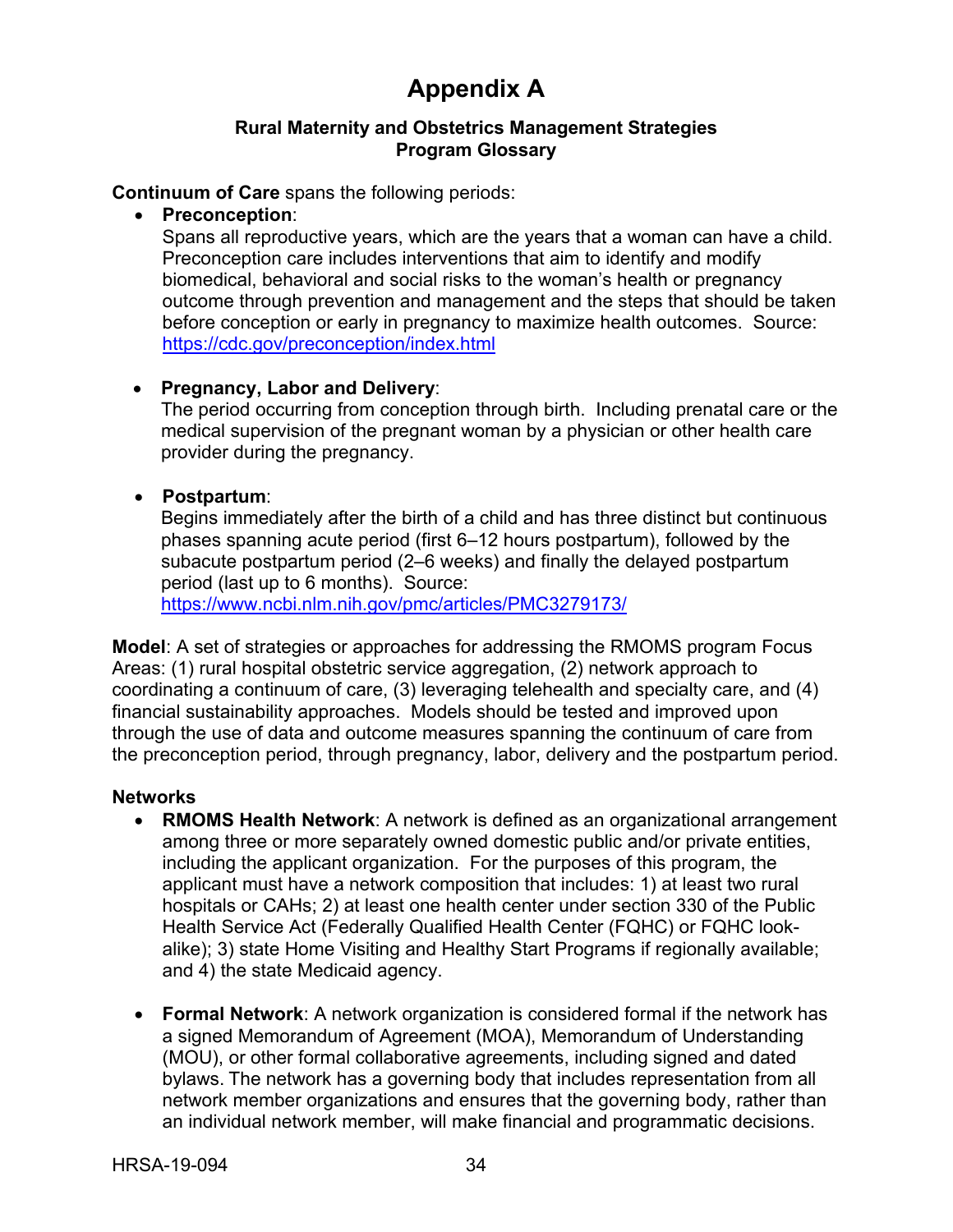# Appendix A

**Rural Maternity and Obstetrics Management Strategies**
**Program Glossary**

**Continuum of Care** spans the following periods:

- **Preconception**:
  Spans all reproductive years, which are the years that a woman can have a child. Preconception care includes interventions that aim to identify and modify biomedical, behavioral and social risks to the woman's health or pregnancy outcome through prevention and management and the steps that should be taken before conception or early in pregnancy to maximize health outcomes. Source: https://cdc.gov/preconception/index.html

- **Pregnancy, Labor and Delivery**:
  The period occurring from conception through birth. Including prenatal care or the medical supervision of the pregnant woman by a physician or other health care provider during the pregnancy.

- **Postpartum**:
  Begins immediately after the birth of a child and has three distinct but continuous phases spanning acute period (first 6–12 hours postpartum), followed by the subacute postpartum period (2–6 weeks) and finally the delayed postpartum period (last up to 6 months). Source: https://www.ncbi.nlm.nih.gov/pmc/articles/PMC3279173/

**Model**: A set of strategies or approaches for addressing the RMOMS program Focus Areas: (1) rural hospital obstetric service aggregation, (2) network approach to coordinating a continuum of care, (3) leveraging telehealth and specialty care, and (4) financial sustainability approaches. Models should be tested and improved upon through the use of data and outcome measures spanning the continuum of care from the preconception period, through pregnancy, labor, delivery and the postpartum period.

**Networks**

- **RMOMS Health Network**: A network is defined as an organizational arrangement among three or more separately owned domestic public and/or private entities, including the applicant organization. For the purposes of this program, the applicant must have a network composition that includes: 1) at least two rural hospitals or CAHs; 2) at least one health center under section 330 of the Public Health Service Act (Federally Qualified Health Center (FQHC) or FQHC look-alike); 3) state Home Visiting and Healthy Start Programs if regionally available; and 4) the state Medicaid agency.

- **Formal Network**: A network organization is considered formal if the network has a signed Memorandum of Agreement (MOA), Memorandum of Understanding (MOU), or other formal collaborative agreements, including signed and dated bylaws. The network has a governing body that includes representation from all network member organizations and ensures that the governing body, rather than an individual network member, will make financial and programmatic decisions.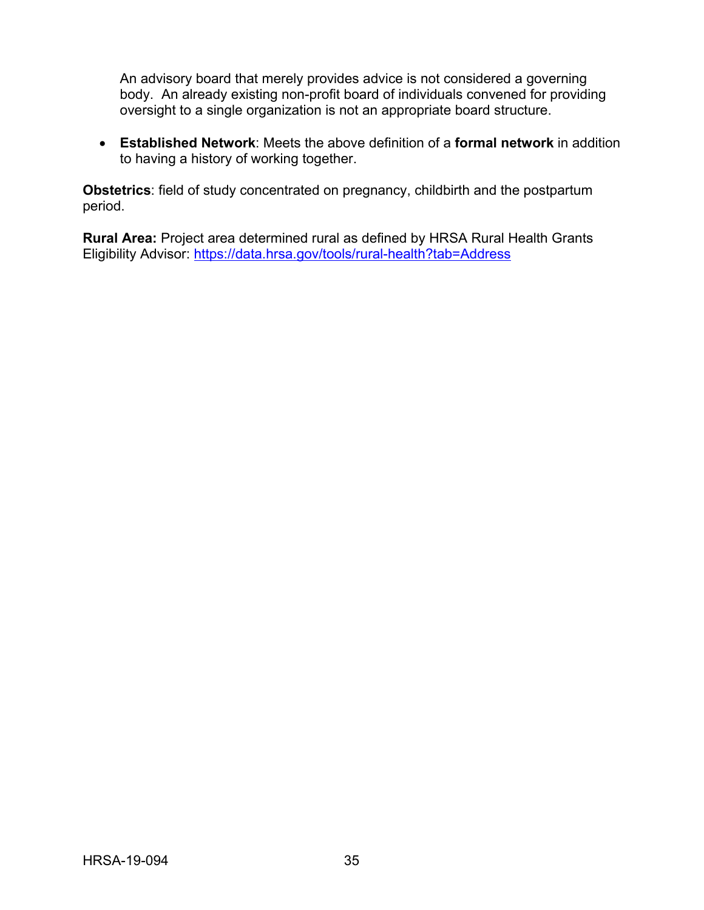An advisory board that merely provides advice is not considered a governing body. An already existing non-profit board of individuals convened for providing oversight to a single organization is not an appropriate board structure.

- **Established Network**: Meets the above definition of a **formal network** in addition to having a history of working together.

**Obstetrics**: field of study concentrated on pregnancy, childbirth and the postpartum period.

**Rural Area:** Project area determined rural as defined by HRSA Rural Health Grants Eligibility Advisor: https://data.hrsa.gov/tools/rural-health?tab=Address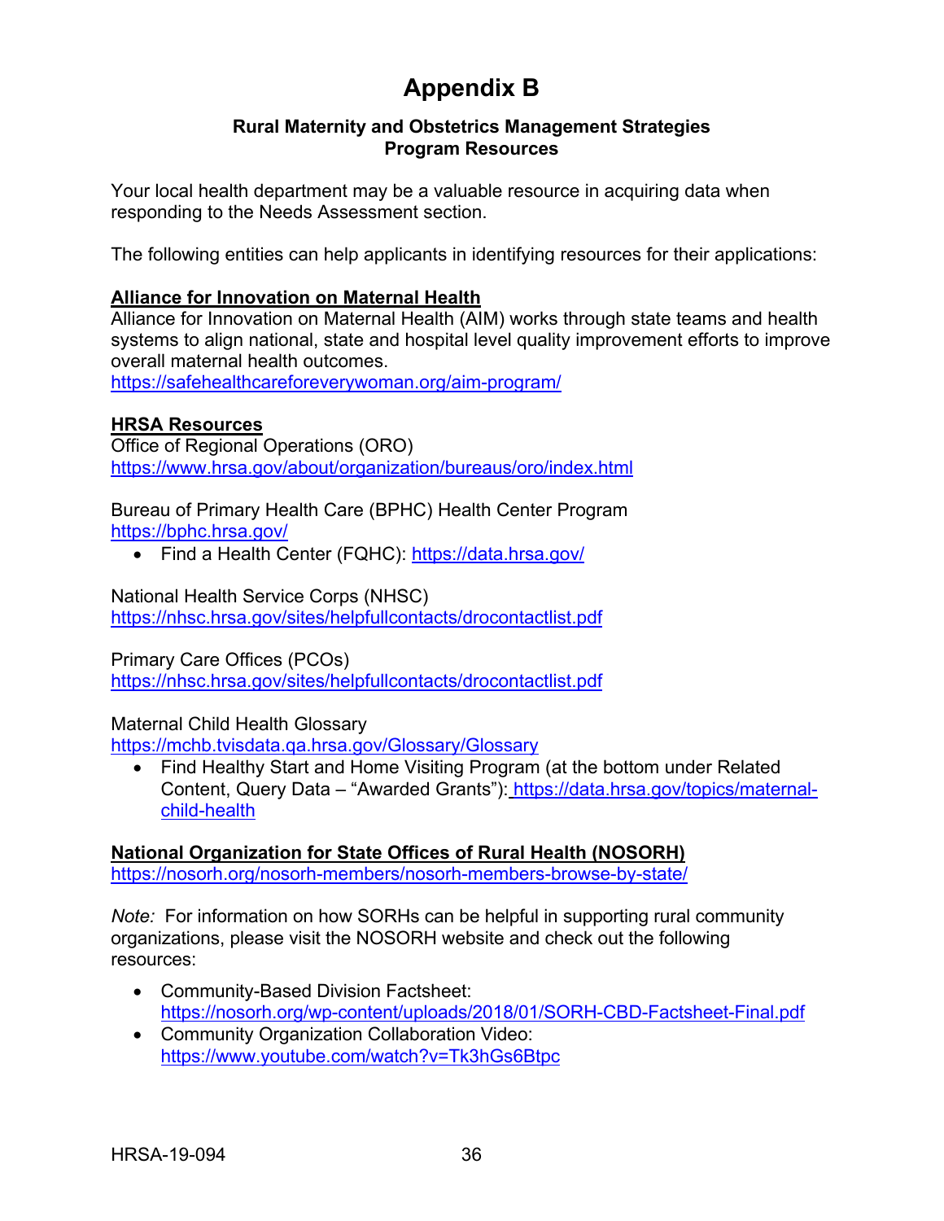# Appendix B

**Rural Maternity and Obstetrics Management Strategies**
**Program Resources**

Your local health department may be a valuable resource in acquiring data when responding to the Needs Assessment section.

The following entities can help applicants in identifying resources for their applications:

**Alliance for Innovation on Maternal Health**

Alliance for Innovation on Maternal Health (AIM) works through state teams and health systems to align national, state and hospital level quality improvement efforts to improve overall maternal health outcomes.
https://safehealthcareforeverywoman.org/aim-program/

**HRSA Resources**

Office of Regional Operations (ORO)
https://www.hrsa.gov/about/organization/bureaus/oro/index.html

Bureau of Primary Health Care (BPHC) Health Center Program
https://bphc.hrsa.gov/

- Find a Health Center (FQHC): https://data.hrsa.gov/

National Health Service Corps (NHSC)
https://nhsc.hrsa.gov/sites/helpfullcontacts/drocontactlist.pdf

Primary Care Offices (PCOs)
https://nhsc.hrsa.gov/sites/helpfullcontacts/drocontactlist.pdf

Maternal Child Health Glossary
https://mchb.tvisdata.qa.hrsa.gov/Glossary/Glossary

- Find Healthy Start and Home Visiting Program (at the bottom under Related Content, Query Data – "Awarded Grants"): https://data.hrsa.gov/topics/maternal-child-health

**National Organization for State Offices of Rural Health (NOSORH)**

https://nosorh.org/nosorh-members/nosorh-members-browse-by-state/

*Note:* For information on how SORHs can be helpful in supporting rural community organizations, please visit the NOSORH website and check out the following resources:

- Community-Based Division Factsheet: https://nosorh.org/wp-content/uploads/2018/01/SORH-CBD-Factsheet-Final.pdf
- Community Organization Collaboration Video: https://www.youtube.com/watch?v=Tk3hGs6Btpc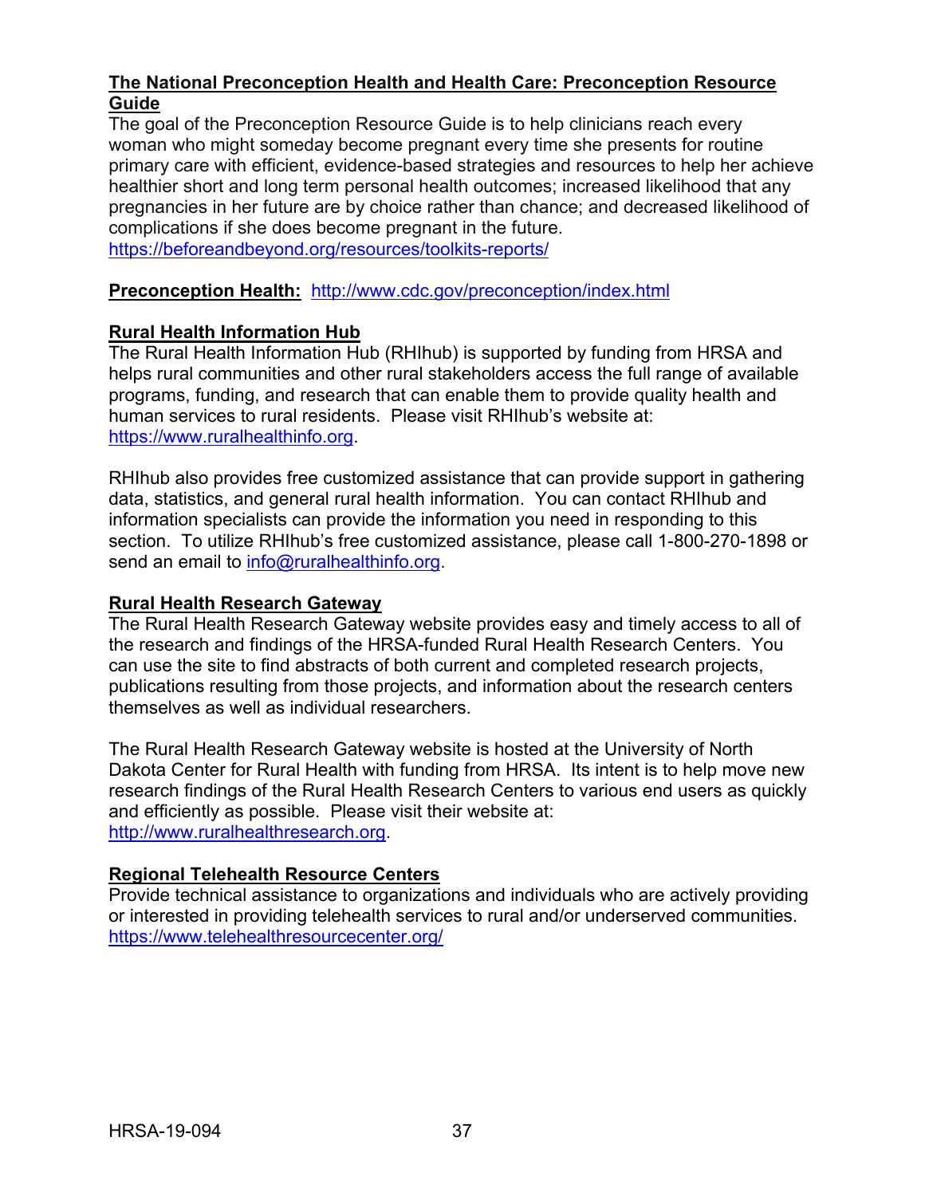**The National Preconception Health and Health Care: Preconception Resource Guide**

The goal of the Preconception Resource Guide is to help clinicians reach every woman who might someday become pregnant every time she presents for routine primary care with efficient, evidence-based strategies and resources to help her achieve healthier short and long term personal health outcomes; increased likelihood that any pregnancies in her future are by choice rather than chance; and decreased likelihood of complications if she does become pregnant in the future.
https://beforeandbeyond.org/resources/toolkits-reports/

**Preconception Health:** http://www.cdc.gov/preconception/index.html

**Rural Health Information Hub**

The Rural Health Information Hub (RHIhub) is supported by funding from HRSA and helps rural communities and other rural stakeholders access the full range of available programs, funding, and research that can enable them to provide quality health and human services to rural residents. Please visit RHIhub's website at: https://www.ruralhealthinfo.org.

RHIhub also provides free customized assistance that can provide support in gathering data, statistics, and general rural health information. You can contact RHIhub and information specialists can provide the information you need in responding to this section. To utilize RHIhub's free customized assistance, please call 1-800-270-1898 or send an email to info@ruralhealthinfo.org.

**Rural Health Research Gateway**

The Rural Health Research Gateway website provides easy and timely access to all of the research and findings of the HRSA-funded Rural Health Research Centers. You can use the site to find abstracts of both current and completed research projects, publications resulting from those projects, and information about the research centers themselves as well as individual researchers.

The Rural Health Research Gateway website is hosted at the University of North Dakota Center for Rural Health with funding from HRSA. Its intent is to help move new research findings of the Rural Health Research Centers to various end users as quickly and efficiently as possible. Please visit their website at: http://www.ruralhealthresearch.org.

**Regional Telehealth Resource Centers**

Provide technical assistance to organizations and individuals who are actively providing or interested in providing telehealth services to rural and/or underserved communities. https://www.telehealthresourcecenter.org/